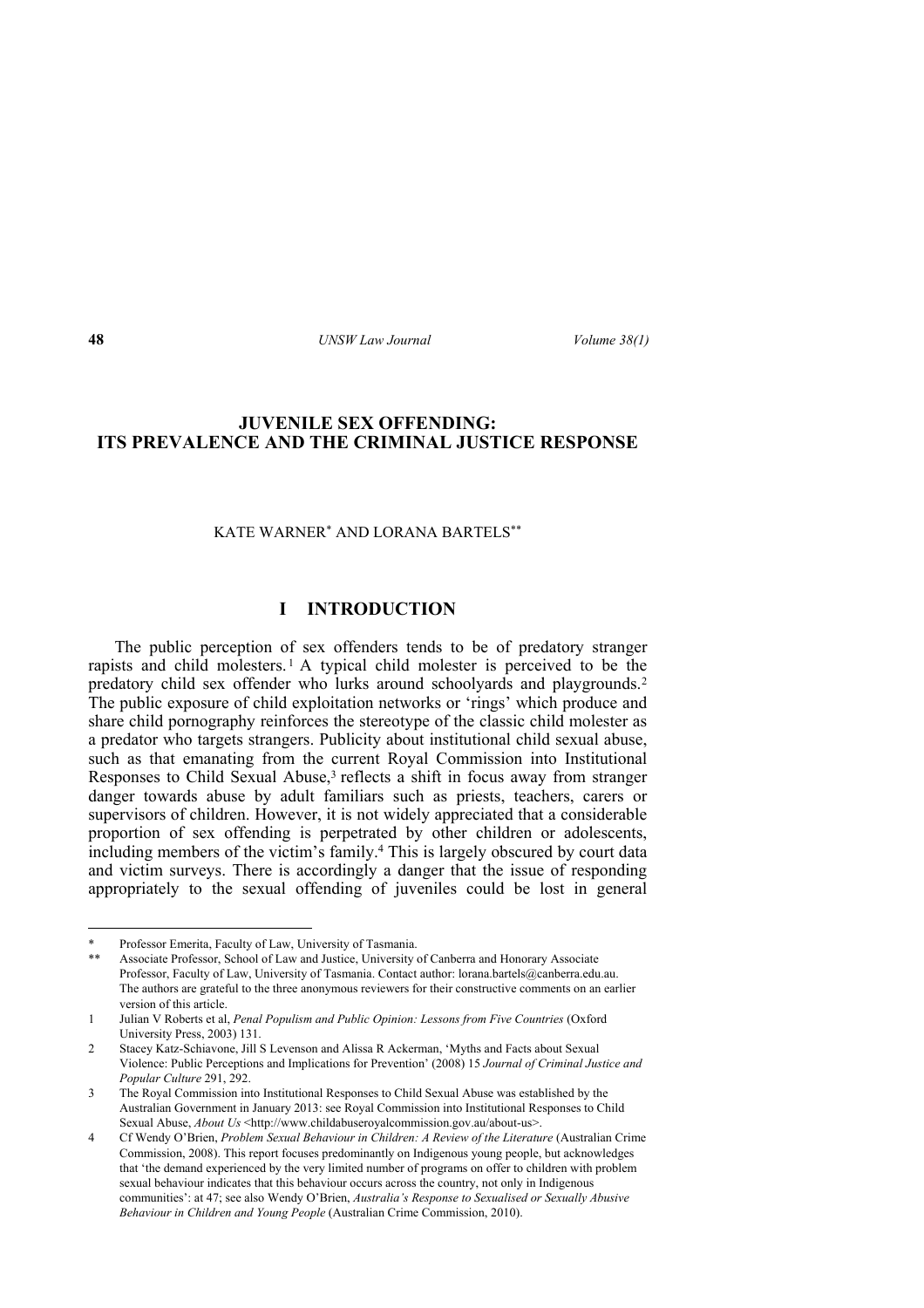# JUVENILE SEX OFFENDING: ITS PREVALENCE AND THE CRIMINAL JUSTICE RESPONSE

KATE WARNER[*] AND LORANA BARTELS[**]

## I INTRODUCTION

The public perception of sex offenders tends to be of predatory stranger rapists and child molesters.[1] A typical child molester is perceived to be the predatory child sex offender who lurks around schoolyards and playgrounds.[2] The public exposure of child exploitation networks or 'rings' which produce and share child pornography reinforces the stereotype of the classic child molester as a predator who targets strangers. Publicity about institutional child sexual abuse, such as that emanating from the current Royal Commission into Institutional Responses to Child Sexual Abuse,[3] reflects a shift in focus away from stranger danger towards abuse by adult familiars such as priests, teachers, carers or supervisors of children. However, it is not widely appreciated that a considerable proportion of sex offending is perpetrated by other children or adolescents, including members of the victim's family.[4] This is largely obscured by court data and victim surveys. There is accordingly a danger that the issue of responding appropriately to the sexual offending of juveniles could be lost in general

---

\* Professor Emerita, Faculty of Law, University of Tasmania.

\*\* Associate Professor, School of Law and Justice, University of Canberra and Honorary Associate Professor, Faculty of Law, University of Tasmania. Contact author: lorana.bartels@canberra.edu.au. The authors are grateful to the three anonymous reviewers for their constructive comments on an earlier version of this article.

1 Julian V Roberts et al, *Penal Populism and Public Opinion: Lessons from Five Countries* (Oxford University Press, 2003) 131.

2 Stacey Katz-Schiavone, Jill S Levenson and Alissa R Ackerman, 'Myths and Facts about Sexual Violence: Public Perceptions and Implications for Prevention' (2008) 15 *Journal of Criminal Justice and Popular Culture* 291, 292.

3 The Royal Commission into Institutional Responses to Child Sexual Abuse was established by the Australian Government in January 2013: see Royal Commission into Institutional Responses to Child Sexual Abuse, *About Us* <http://www.childabuseroyalcommission.gov.au/about-us>.

4 Cf Wendy O'Brien, *Problem Sexual Behaviour in Children: A Review of the Literature* (Australian Crime Commission, 2008). This report focuses predominantly on Indigenous young people, but acknowledges that 'the demand experienced by the very limited number of programs on offer to children with problem sexual behaviour indicates that this behaviour occurs across the country, not only in Indigenous communities': at 47; see also Wendy O'Brien, *Australia's Response to Sexualised or Sexually Abusive Behaviour in Children and Young People* (Australian Crime Commission, 2010).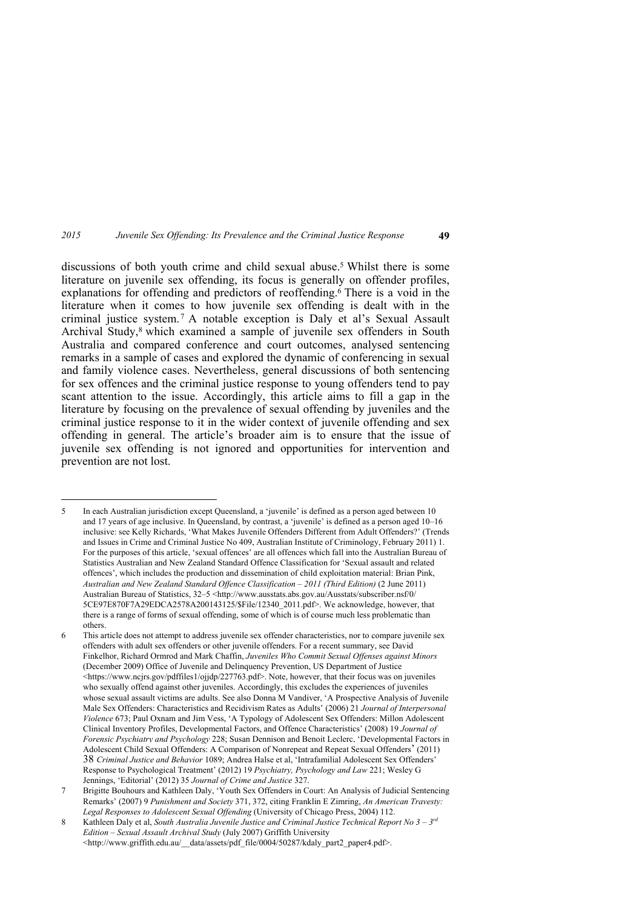discussions of both youth crime and child sexual abuse.[5] Whilst there is some literature on juvenile sex offending, its focus is generally on offender profiles, explanations for offending and predictors of reoffending.[6] There is a void in the literature when it comes to how juvenile sex offending is dealt with in the criminal justice system.[7] A notable exception is Daly et al's Sexual Assault Archival Study,[8] which examined a sample of juvenile sex offenders in South Australia and compared conference and court outcomes, analysed sentencing remarks in a sample of cases and explored the dynamic of conferencing in sexual and family violence cases. Nevertheless, general discussions of both sentencing for sex offences and the criminal justice response to young offenders tend to pay scant attention to the issue. Accordingly, this article aims to fill a gap in the literature by focusing on the prevalence of sexual offending by juveniles and the criminal justice response to it in the wider context of juvenile offending and sex offending in general. The article's broader aim is to ensure that the issue of juvenile sex offending is not ignored and opportunities for intervention and prevention are not lost.

---

5 In each Australian jurisdiction except Queensland, a 'juvenile' is defined as a person aged between 10 and 17 years of age inclusive. In Queensland, by contrast, a 'juvenile' is defined as a person aged 10–16 inclusive: see Kelly Richards, 'What Makes Juvenile Offenders Different from Adult Offenders?' (Trends and Issues in Crime and Criminal Justice No 409, Australian Institute of Criminology, February 2011) 1. For the purposes of this article, 'sexual offences' are all offences which fall into the Australian Bureau of Statistics Australian and New Zealand Standard Offence Classification for 'Sexual assault and related offences', which includes the production and dissemination of child exploitation material: Brian Pink, *Australian and New Zealand Standard Offence Classification – 2011 (Third Edition)* (2 June 2011) Australian Bureau of Statistics, 32–5 <http://www.ausstats.abs.gov.au/Ausstats/subscriber.nsf/0/5CE97E870F7A29EDCA2578A200143125/$File/12340_2011.pdf>. We acknowledge, however, that there is a range of forms of sexual offending, some of which is of course much less problematic than others.

6 This article does not attempt to address juvenile sex offender characteristics, nor to compare juvenile sex offenders with adult sex offenders or other juvenile offenders. For a recent summary, see David Finkelhor, Richard Ormrod and Mark Chaffin, *Juveniles Who Commit Sexual Offenses against Minors* (December 2009) Office of Juvenile and Delinquency Prevention, US Department of Justice <https://www.ncjrs.gov/pdffiles1/ojjdp/227763.pdf>. Note, however, that their focus was on juveniles who sexually offend against other juveniles. Accordingly, this excludes the experiences of juveniles whose sexual assault victims are adults. See also Donna M Vandiver, 'A Prospective Analysis of Juvenile Male Sex Offenders: Characteristics and Recidivism Rates as Adults' (2006) 21 *Journal of Interpersonal Violence* 673; Paul Oxnam and Jim Vess, 'A Typology of Adolescent Sex Offenders: Millon Adolescent Clinical Inventory Profiles, Developmental Factors, and Offence Characteristics' (2008) 19 *Journal of Forensic Psychiatry and Psychology* 228; Susan Dennison and Benoit Leclerc, 'Developmental Factors in Adolescent Child Sexual Offenders: A Comparison of Nonrepeat and Repeat Sexual Offenders' (2011) 38 *Criminal Justice and Behavior* 1089; Andrea Halse et al, 'Intrafamilial Adolescent Sex Offenders' Response to Psychological Treatment' (2012) 19 *Psychiatry, Psychology and Law* 221; Wesley G Jennings, 'Editorial' (2012) 35 *Journal of Crime and Justice* 327.

7 Brigitte Bouhours and Kathleen Daly, 'Youth Sex Offenders in Court: An Analysis of Judicial Sentencing Remarks' (2007) 9 *Punishment and Society* 371, 372, citing Franklin E Zimring, *An American Travesty: Legal Responses to Adolescent Sexual Offending* (University of Chicago Press, 2004) 112.

8 Kathleen Daly et al, *South Australia Juvenile Justice and Criminal Justice Technical Report No 3 – 3rd Edition – Sexual Assault Archival Study* (July 2007) Griffith University <http://www.griffith.edu.au/__data/assets/pdf_file/0004/50287/kdaly_part2_paper4.pdf>.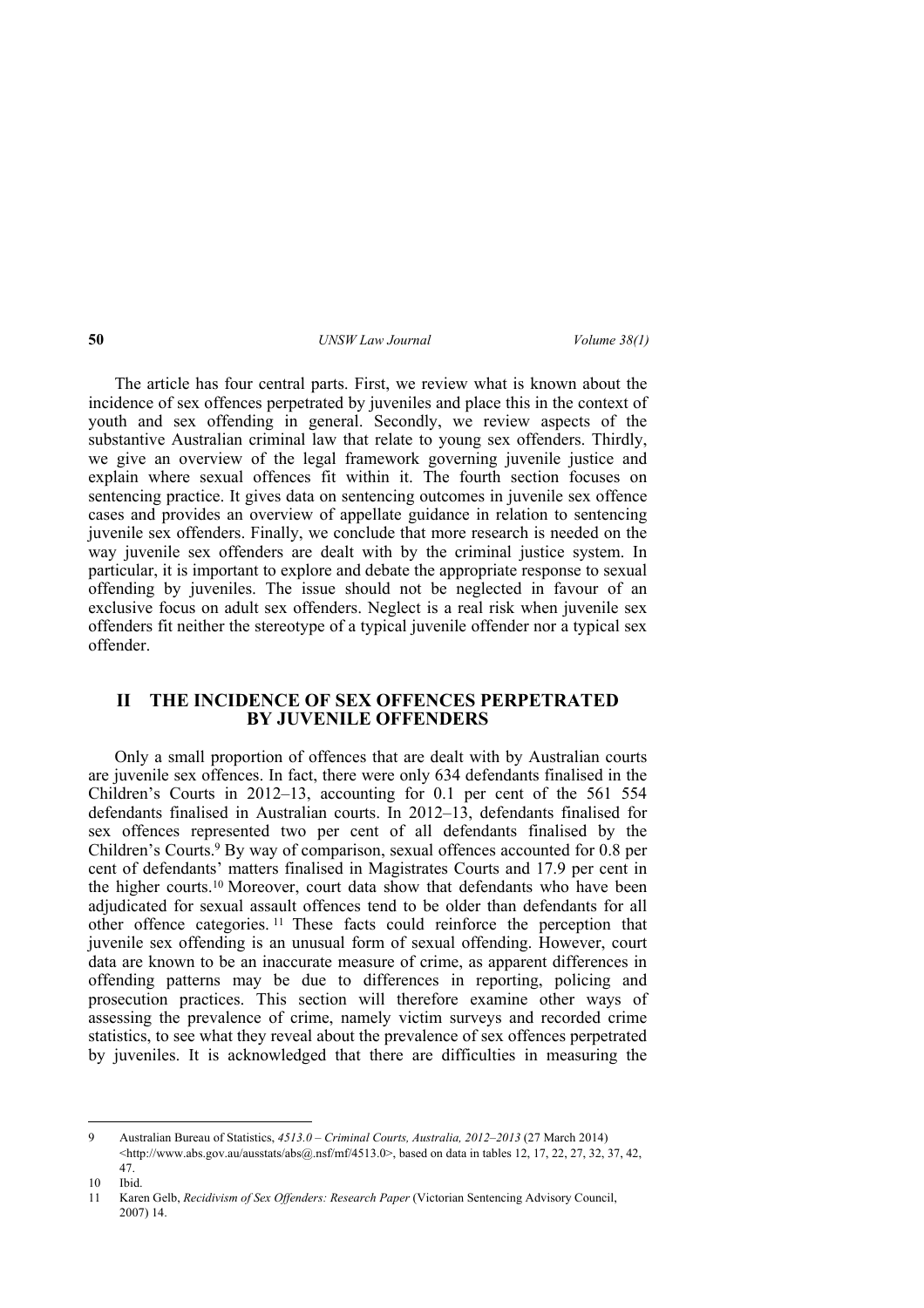The article has four central parts. First, we review what is known about the incidence of sex offences perpetrated by juveniles and place this in the context of youth and sex offending in general. Secondly, we review aspects of the substantive Australian criminal law that relate to young sex offenders. Thirdly, we give an overview of the legal framework governing juvenile justice and explain where sexual offences fit within it. The fourth section focuses on sentencing practice. It gives data on sentencing outcomes in juvenile sex offence cases and provides an overview of appellate guidance in relation to sentencing juvenile sex offenders. Finally, we conclude that more research is needed on the way juvenile sex offenders are dealt with by the criminal justice system. In particular, it is important to explore and debate the appropriate response to sexual offending by juveniles. The issue should not be neglected in favour of an exclusive focus on adult sex offenders. Neglect is a real risk when juvenile sex offenders fit neither the stereotype of a typical juvenile offender nor a typical sex offender.

## II THE INCIDENCE OF SEX OFFENCES PERPETRATED BY JUVENILE OFFENDERS

Only a small proportion of offences that are dealt with by Australian courts are juvenile sex offences. In fact, there were only 634 defendants finalised in the Children's Courts in 2012–13, accounting for 0.1 per cent of the 561 554 defendants finalised in Australian courts. In 2012–13, defendants finalised for sex offences represented two per cent of all defendants finalised by the Children's Courts.[9] By way of comparison, sexual offences accounted for 0.8 per cent of defendants' matters finalised in Magistrates Courts and 17.9 per cent in the higher courts.[10] Moreover, court data show that defendants who have been adjudicated for sexual assault offences tend to be older than defendants for all other offence categories.[11] These facts could reinforce the perception that juvenile sex offending is an unusual form of sexual offending. However, court data are known to be an inaccurate measure of crime, as apparent differences in offending patterns may be due to differences in reporting, policing and prosecution practices. This section will therefore examine other ways of assessing the prevalence of crime, namely victim surveys and recorded crime statistics, to see what they reveal about the prevalence of sex offences perpetrated by juveniles. It is acknowledged that there are difficulties in measuring the

---

9 Australian Bureau of Statistics, *4513.0 – Criminal Courts, Australia, 2012–2013* (27 March 2014) <http://www.abs.gov.au/ausstats/abs@.nsf/mf/4513.0>, based on data in tables 12, 17, 22, 27, 32, 37, 42, 47.

10 Ibid.

11 Karen Gelb, *Recidivism of Sex Offenders: Research Paper* (Victorian Sentencing Advisory Council, 2007) 14.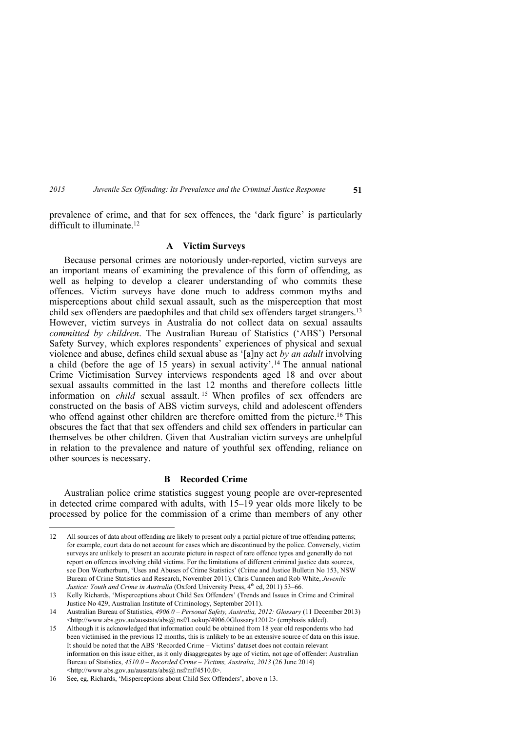prevalence of crime, and that for sex offences, the 'dark figure' is particularly difficult to illuminate.[12]

### A Victim Surveys

Because personal crimes are notoriously under-reported, victim surveys are an important means of examining the prevalence of this form of offending, as well as helping to develop a clearer understanding of who commits these offences. Victim surveys have done much to address common myths and misperceptions about child sexual assault, such as the misperception that most child sex offenders are paedophiles and that child sex offenders target strangers.[13] However, victim surveys in Australia do not collect data on sexual assaults *committed by children*. The Australian Bureau of Statistics ('ABS') Personal Safety Survey, which explores respondents' experiences of physical and sexual violence and abuse, defines child sexual abuse as '[a]ny act *by an adult* involving a child (before the age of 15 years) in sexual activity'.[14] The annual national Crime Victimisation Survey interviews respondents aged 18 and over about sexual assaults committed in the last 12 months and therefore collects little information on *child* sexual assault.[15] When profiles of sex offenders are constructed on the basis of ABS victim surveys, child and adolescent offenders who offend against other children are therefore omitted from the picture.[16] This obscures the fact that that sex offenders and child sex offenders in particular can themselves be other children. Given that Australian victim surveys are unhelpful in relation to the prevalence and nature of youthful sex offending, reliance on other sources is necessary.

### B Recorded Crime

Australian police crime statistics suggest young people are over-represented in detected crime compared with adults, with 15–19 year olds more likely to be processed by police for the commission of a crime than members of any other

---

12 All sources of data about offending are likely to present only a partial picture of true offending patterns; for example, court data do not account for cases which are discontinued by the police. Conversely, victim surveys are unlikely to present an accurate picture in respect of rare offence types and generally do not report on offences involving child victims. For the limitations of different criminal justice data sources, see Don Weatherburn, 'Uses and Abuses of Crime Statistics' (Crime and Justice Bulletin No 153, NSW Bureau of Crime Statistics and Research, November 2011); Chris Cunneen and Rob White, *Juvenile Justice: Youth and Crime in Australia* (Oxford University Press, 4th ed, 2011) 53–66.

13 Kelly Richards, 'Misperceptions about Child Sex Offenders' (Trends and Issues in Crime and Criminal Justice No 429, Australian Institute of Criminology, September 2011).

14 Australian Bureau of Statistics, *4906.0 – Personal Safety, Australia, 2012: Glossary* (11 December 2013) <http://www.abs.gov.au/ausstats/abs@.nsf/Lookup/4906.0Glossary12012> (emphasis added).

15 Although it is acknowledged that information could be obtained from 18 year old respondents who had been victimised in the previous 12 months, this is unlikely to be an extensive source of data on this issue. It should be noted that the ABS 'Recorded Crime – Victims' dataset does not contain relevant information on this issue either, as it only disaggregates by age of victim, not age of offender: Australian Bureau of Statistics, *4510.0 – Recorded Crime – Victims, Australia, 2013* (26 June 2014) <http://www.abs.gov.au/ausstats/abs@.nsf/mf/4510.0>.

16 See, eg, Richards, 'Misperceptions about Child Sex Offenders', above n 13.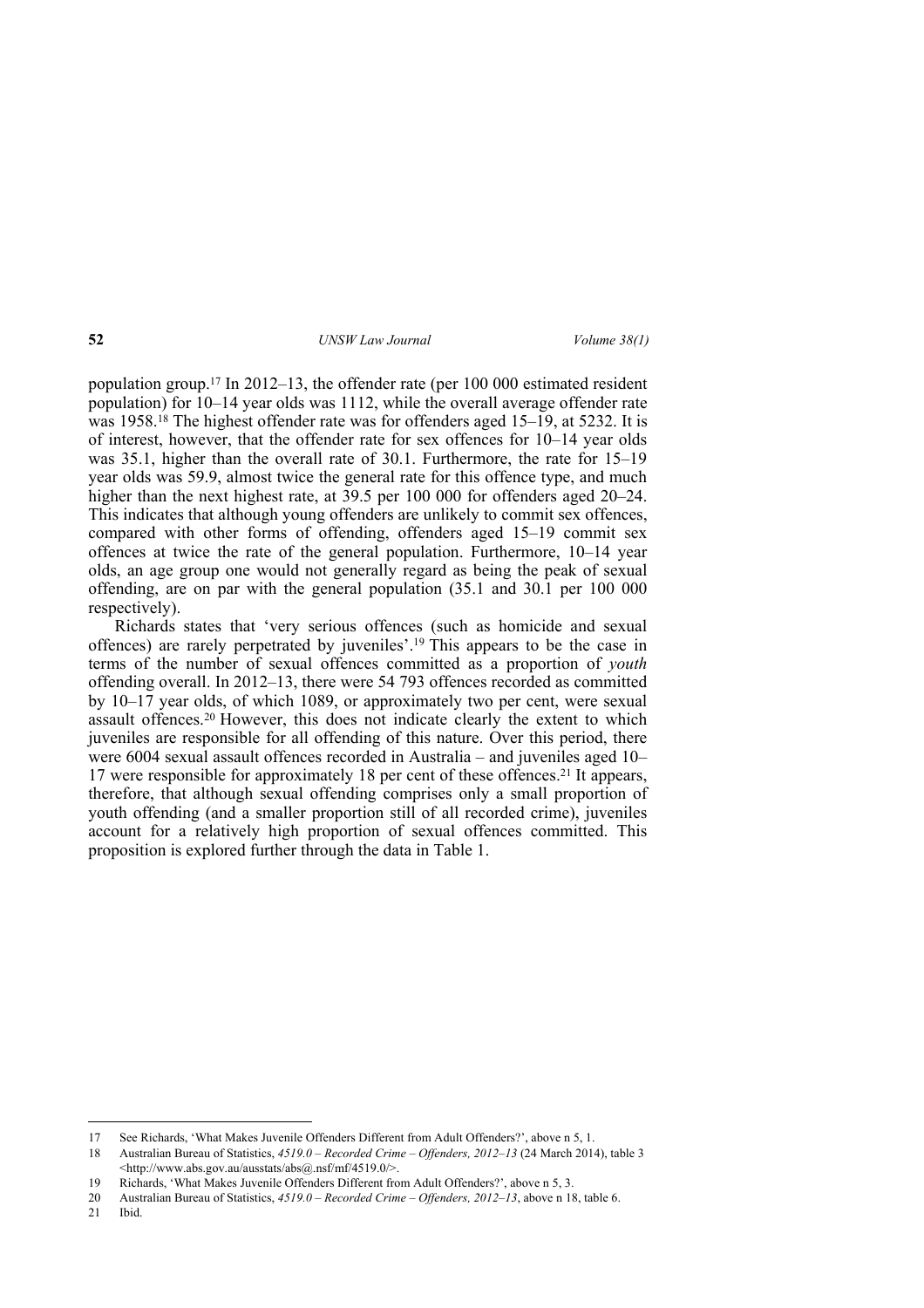population group.[17] In 2012–13, the offender rate (per 100 000 estimated resident population) for 10–14 year olds was 1112, while the overall average offender rate was 1958.[18] The highest offender rate was for offenders aged 15–19, at 5232. It is of interest, however, that the offender rate for sex offences for 10–14 year olds was 35.1, higher than the overall rate of 30.1. Furthermore, the rate for 15–19 year olds was 59.9, almost twice the general rate for this offence type, and much higher than the next highest rate, at 39.5 per 100 000 for offenders aged 20–24. This indicates that although young offenders are unlikely to commit sex offences, compared with other forms of offending, offenders aged 15–19 commit sex offences at twice the rate of the general population. Furthermore, 10–14 year olds, an age group one would not generally regard as being the peak of sexual offending, are on par with the general population (35.1 and 30.1 per 100 000 respectively).

Richards states that 'very serious offences (such as homicide and sexual offences) are rarely perpetrated by juveniles'.[19] This appears to be the case in terms of the number of sexual offences committed as a proportion of *youth* offending overall. In 2012–13, there were 54 793 offences recorded as committed by 10–17 year olds, of which 1089, or approximately two per cent, were sexual assault offences.[20] However, this does not indicate clearly the extent to which juveniles are responsible for all offending of this nature. Over this period, there were 6004 sexual assault offences recorded in Australia – and juveniles aged 10–17 were responsible for approximately 18 per cent of these offences.[21] It appears, therefore, that although sexual offending comprises only a small proportion of youth offending (and a smaller proportion still of all recorded crime), juveniles account for a relatively high proportion of sexual offences committed. This proposition is explored further through the data in Table 1.

---

17 See Richards, 'What Makes Juvenile Offenders Different from Adult Offenders?', above n 5, 1.

18 Australian Bureau of Statistics, *4519.0 – Recorded Crime – Offenders, 2012–13* (24 March 2014), table 3 <http://www.abs.gov.au/ausstats/abs@.nsf/mf/4519.0/>.

19 Richards, 'What Makes Juvenile Offenders Different from Adult Offenders?', above n 5, 3.

20 Australian Bureau of Statistics, *4519.0 – Recorded Crime – Offenders, 2012–13*, above n 18, table 6.

21 Ibid.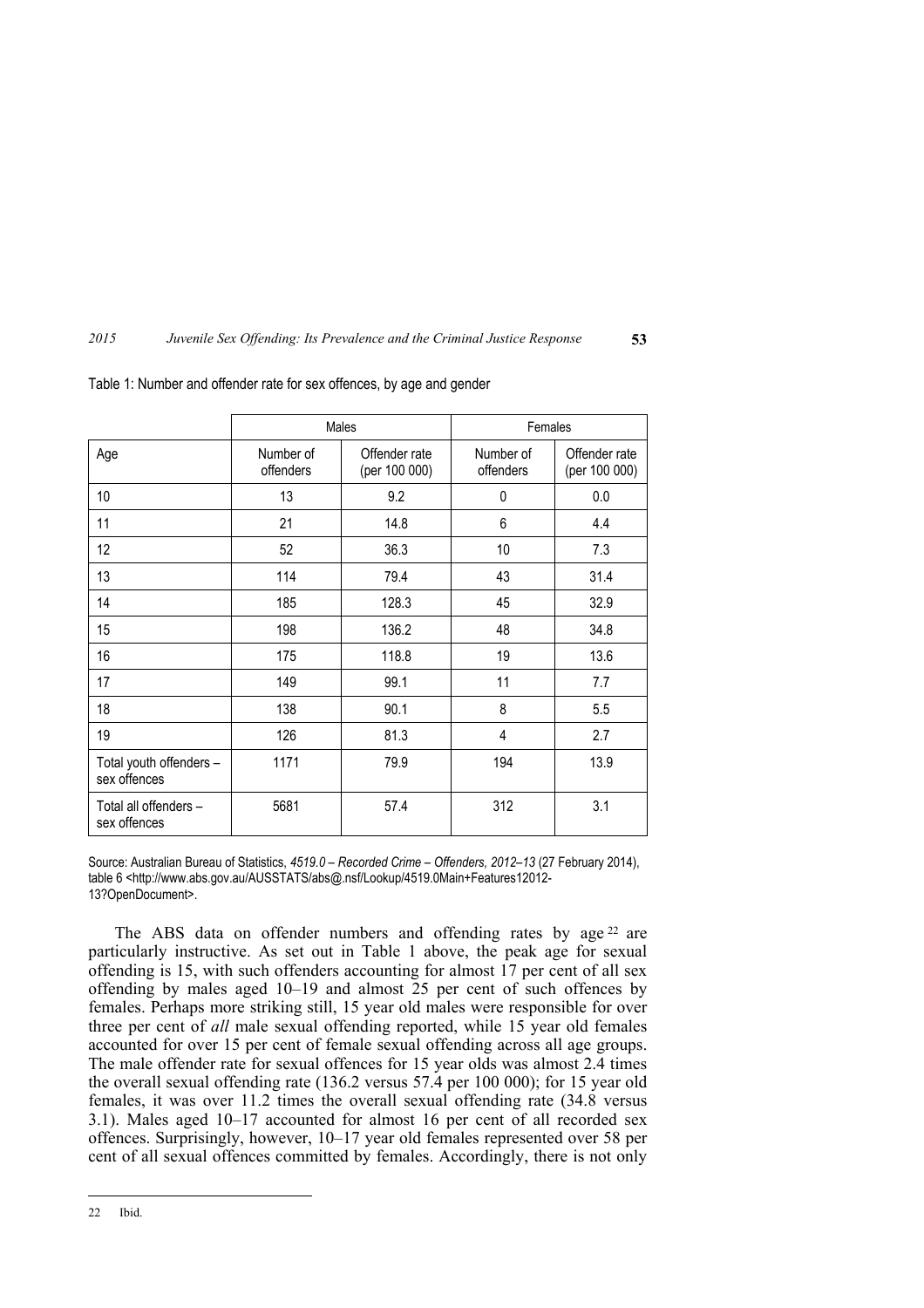Table 1: Number and offender rate for sex offences, by age and gender

| | Males | | Females | |
|---|---|---|---|---|
| Age | Number of offenders | Offender rate (per 100 000) | Number of offenders | Offender rate (per 100 000) |
| 10 | 13 | 9.2 | 0 | 0.0 |
| 11 | 21 | 14.8 | 6 | 4.4 |
| 12 | 52 | 36.3 | 10 | 7.3 |
| 13 | 114 | 79.4 | 43 | 31.4 |
| 14 | 185 | 128.3 | 45 | 32.9 |
| 15 | 198 | 136.2 | 48 | 34.8 |
| 16 | 175 | 118.8 | 19 | 13.6 |
| 17 | 149 | 99.1 | 11 | 7.7 |
| 18 | 138 | 90.1 | 8 | 5.5 |
| 19 | 126 | 81.3 | 4 | 2.7 |
| Total youth offenders – sex offences | 1171 | 79.9 | 194 | 13.9 |
| Total all offenders – sex offences | 5681 | 57.4 | 312 | 3.1 |

Source: Australian Bureau of Statistics, *4519.0 – Recorded Crime – Offenders, 2012–13* (27 February 2014), table 6 <http://www.abs.gov.au/AUSSTATS/abs@.nsf/Lookup/4519.0Main+Features12012-13?OpenDocument>.

The ABS data on offender numbers and offending rates by age[22] are particularly instructive. As set out in Table 1 above, the peak age for sexual offending is 15, with such offenders accounting for almost 17 per cent of all sex offending by males aged 10–19 and almost 25 per cent of such offences by females. Perhaps more striking still, 15 year old males were responsible for over three per cent of *all* male sexual offending reported, while 15 year old females accounted for over 15 per cent of female sexual offending across all age groups. The male offender rate for sexual offences for 15 year olds was almost 2.4 times the overall sexual offending rate (136.2 versus 57.4 per 100 000); for 15 year old females, it was over 11.2 times the overall sexual offending rate (34.8 versus 3.1). Males aged 10–17 accounted for almost 16 per cent of all recorded sex offences. Surprisingly, however, 10–17 year old females represented over 58 per cent of all sexual offences committed by females. Accordingly, there is not only

22 Ibid.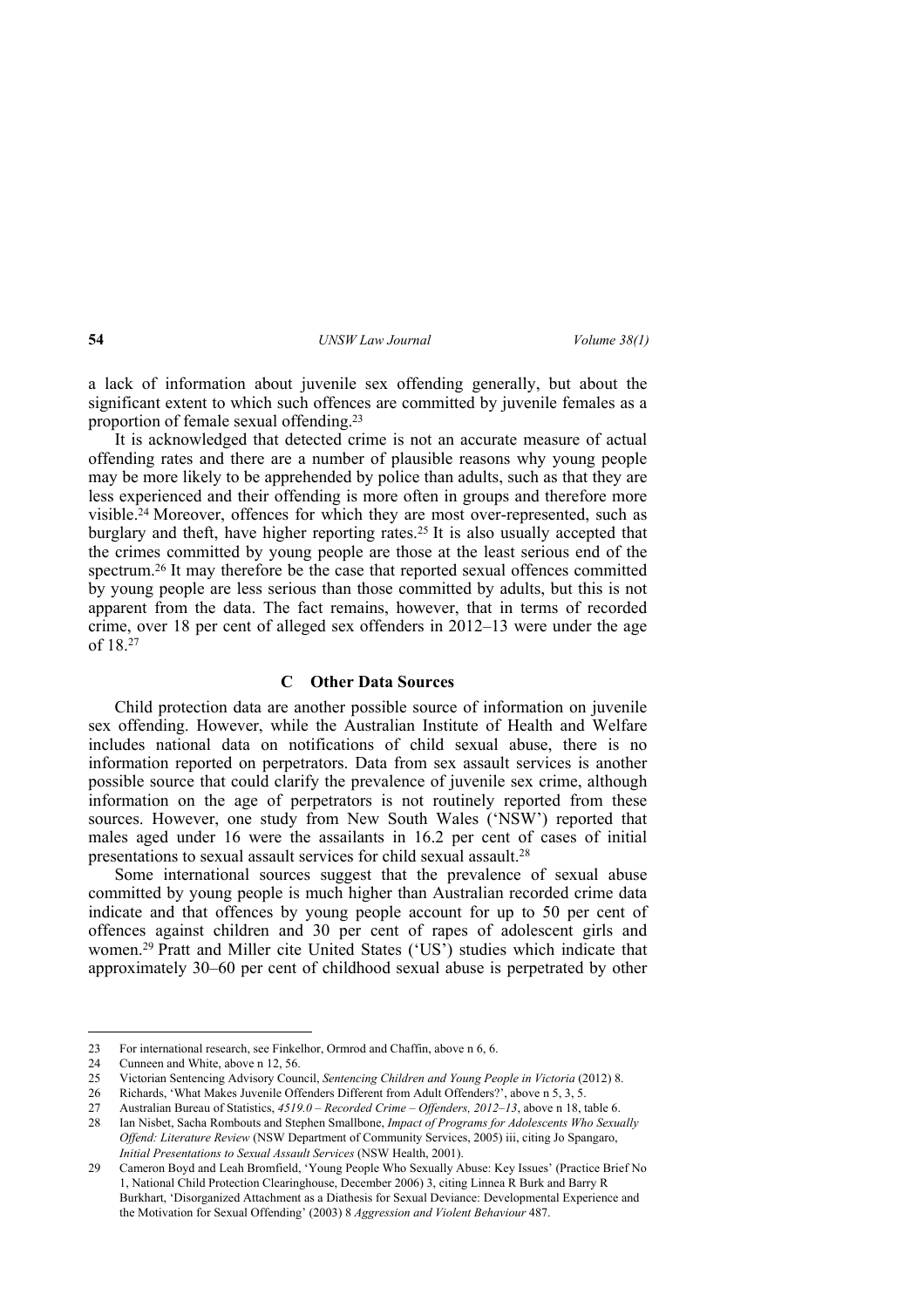a lack of information about juvenile sex offending generally, but about the significant extent to which such offences are committed by juvenile females as a proportion of female sexual offending.[23]

It is acknowledged that detected crime is not an accurate measure of actual offending rates and there are a number of plausible reasons why young people may be more likely to be apprehended by police than adults, such as that they are less experienced and their offending is more often in groups and therefore more visible.[24] Moreover, offences for which they are most over-represented, such as burglary and theft, have higher reporting rates.[25] It is also usually accepted that the crimes committed by young people are those at the least serious end of the spectrum.[26] It may therefore be the case that reported sexual offences committed by young people are less serious than those committed by adults, but this is not apparent from the data. The fact remains, however, that in terms of recorded crime, over 18 per cent of alleged sex offenders in 2012–13 were under the age of 18.[27]

### C Other Data Sources

Child protection data are another possible source of information on juvenile sex offending. However, while the Australian Institute of Health and Welfare includes national data on notifications of child sexual abuse, there is no information reported on perpetrators. Data from sex assault services is another possible source that could clarify the prevalence of juvenile sex crime, although information on the age of perpetrators is not routinely reported from these sources. However, one study from New South Wales ('NSW') reported that males aged under 16 were the assailants in 16.2 per cent of cases of initial presentations to sexual assault services for child sexual assault.[28]

Some international sources suggest that the prevalence of sexual abuse committed by young people is much higher than Australian recorded crime data indicate and that offences by young people account for up to 50 per cent of offences against children and 30 per cent of rapes of adolescent girls and women.[29] Pratt and Miller cite United States ('US') studies which indicate that approximately 30–60 per cent of childhood sexual abuse is perpetrated by other

---

23 For international research, see Finkelhor, Ormrod and Chaffin, above n 6, 6.

24 Cunneen and White, above n 12, 56.

25 Victorian Sentencing Advisory Council, *Sentencing Children and Young People in Victoria* (2012) 8.

26 Richards, 'What Makes Juvenile Offenders Different from Adult Offenders?', above n 5, 3, 5.

27 Australian Bureau of Statistics, *4519.0 – Recorded Crime – Offenders, 2012–13*, above n 18, table 6.

28 Ian Nisbet, Sacha Rombouts and Stephen Smallbone, *Impact of Programs for Adolescents Who Sexually Offend: Literature Review* (NSW Department of Community Services, 2005) iii, citing Jo Spangaro, *Initial Presentations to Sexual Assault Services* (NSW Health, 2001).

29 Cameron Boyd and Leah Bromfield, 'Young People Who Sexually Abuse: Key Issues' (Practice Brief No 1, National Child Protection Clearinghouse, December 2006) 3, citing Linnea R Burk and Barry R Burkhart, 'Disorganized Attachment as a Diathesis for Sexual Deviance: Developmental Experience and the Motivation for Sexual Offending' (2003) 8 *Aggression and Violent Behaviour* 487.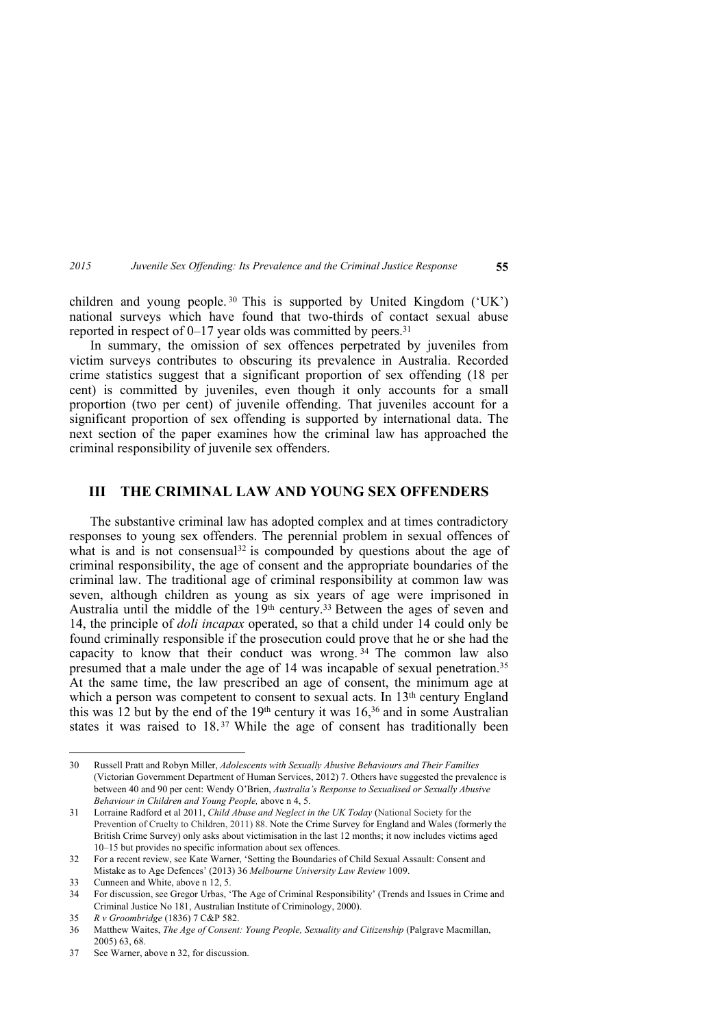children and young people.[30] This is supported by United Kingdom ('UK') national surveys which have found that two-thirds of contact sexual abuse reported in respect of 0–17 year olds was committed by peers.[31]

In summary, the omission of sex offences perpetrated by juveniles from victim surveys contributes to obscuring its prevalence in Australia. Recorded crime statistics suggest that a significant proportion of sex offending (18 per cent) is committed by juveniles, even though it only accounts for a small proportion (two per cent) of juvenile offending. That juveniles account for a significant proportion of sex offending is supported by international data. The next section of the paper examines how the criminal law has approached the criminal responsibility of juvenile sex offenders.

## III THE CRIMINAL LAW AND YOUNG SEX OFFENDERS

The substantive criminal law has adopted complex and at times contradictory responses to young sex offenders. The perennial problem in sexual offences of what is and is not consensual[32] is compounded by questions about the age of criminal responsibility, the age of consent and the appropriate boundaries of the criminal law. The traditional age of criminal responsibility at common law was seven, although children as young as six years of age were imprisoned in Australia until the middle of the 19th century.[33] Between the ages of seven and 14, the principle of *doli incapax* operated, so that a child under 14 could only be found criminally responsible if the prosecution could prove that he or she had the capacity to know that their conduct was wrong.[34] The common law also presumed that a male under the age of 14 was incapable of sexual penetration.[35] At the same time, the law prescribed an age of consent, the minimum age at which a person was competent to consent to sexual acts. In 13th century England this was 12 but by the end of the 19th century it was 16,[36] and in some Australian states it was raised to 18.[37] While the age of consent has traditionally been

---

30 Russell Pratt and Robyn Miller, *Adolescents with Sexually Abusive Behaviours and Their Families* (Victorian Government Department of Human Services, 2012) 7. Others have suggested the prevalence is between 40 and 90 per cent: Wendy O'Brien, *Australia's Response to Sexualised or Sexually Abusive Behaviour in Children and Young People,* above n 4, 5.

31 Lorraine Radford et al 2011, *Child Abuse and Neglect in the UK Today* (National Society for the Prevention of Cruelty to Children, 2011) 88. Note the Crime Survey for England and Wales (formerly the British Crime Survey) only asks about victimisation in the last 12 months; it now includes victims aged 10–15 but provides no specific information about sex offences.

32 For a recent review, see Kate Warner, 'Setting the Boundaries of Child Sexual Assault: Consent and Mistake as to Age Defences' (2013) 36 *Melbourne University Law Review* 1009.

33 Cunneen and White, above n 12, 5.

34 For discussion, see Gregor Urbas, 'The Age of Criminal Responsibility' (Trends and Issues in Crime and Criminal Justice No 181, Australian Institute of Criminology, 2000).

35 *R v Groombridge* (1836) 7 C&P 582.

36 Matthew Waites, *The Age of Consent: Young People, Sexuality and Citizenship* (Palgrave Macmillan, 2005) 63, 68.

37 See Warner, above n 32, for discussion.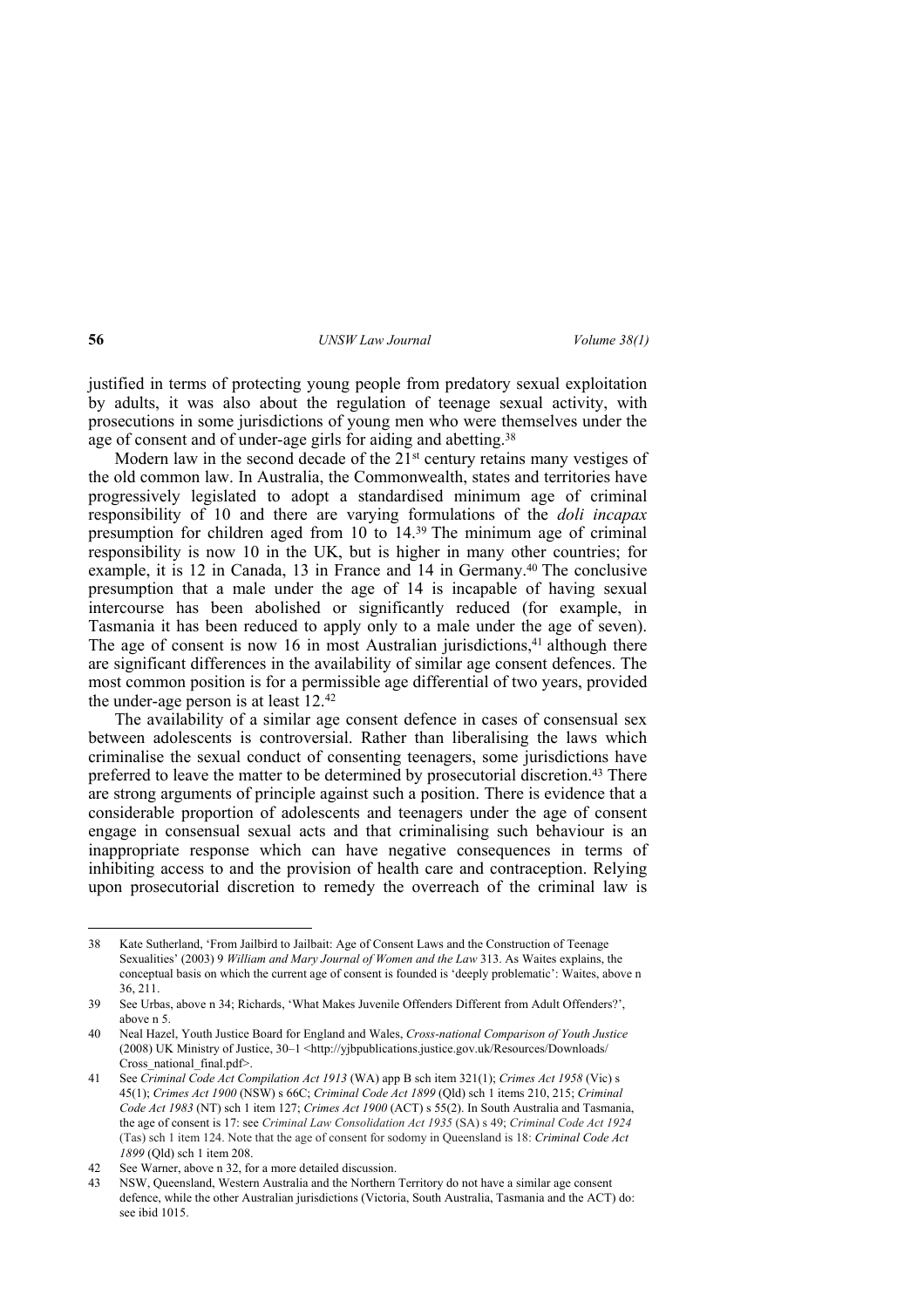justified in terms of protecting young people from predatory sexual exploitation by adults, it was also about the regulation of teenage sexual activity, with prosecutions in some jurisdictions of young men who were themselves under the age of consent and of under-age girls for aiding and abetting.[38]

Modern law in the second decade of the 21st century retains many vestiges of the old common law. In Australia, the Commonwealth, states and territories have progressively legislated to adopt a standardised minimum age of criminal responsibility of 10 and there are varying formulations of the *doli incapax* presumption for children aged from 10 to 14.[39] The minimum age of criminal responsibility is now 10 in the UK, but is higher in many other countries; for example, it is 12 in Canada, 13 in France and 14 in Germany.[40] The conclusive presumption that a male under the age of 14 is incapable of having sexual intercourse has been abolished or significantly reduced (for example, in Tasmania it has been reduced to apply only to a male under the age of seven). The age of consent is now 16 in most Australian jurisdictions,[41] although there are significant differences in the availability of similar age consent defences. The most common position is for a permissible age differential of two years, provided the under-age person is at least 12.[42]

The availability of a similar age consent defence in cases of consensual sex between adolescents is controversial. Rather than liberalising the laws which criminalise the sexual conduct of consenting teenagers, some jurisdictions have preferred to leave the matter to be determined by prosecutorial discretion.[43] There are strong arguments of principle against such a position. There is evidence that a considerable proportion of adolescents and teenagers under the age of consent engage in consensual sexual acts and that criminalising such behaviour is an inappropriate response which can have negative consequences in terms of inhibiting access to and the provision of health care and contraception. Relying upon prosecutorial discretion to remedy the overreach of the criminal law is

---

38 Kate Sutherland, 'From Jailbird to Jailbait: Age of Consent Laws and the Construction of Teenage Sexualities' (2003) 9 *William and Mary Journal of Women and the Law* 313. As Waites explains, the conceptual basis on which the current age of consent is founded is 'deeply problematic': Waites, above n 36, 211.

39 See Urbas, above n 34; Richards, 'What Makes Juvenile Offenders Different from Adult Offenders?', above n 5.

40 Neal Hazel, Youth Justice Board for England and Wales, *Cross-national Comparison of Youth Justice* (2008) UK Ministry of Justice, 30–1 <http://yjbpublications.justice.gov.uk/Resources/Downloads/Cross_national_final.pdf>.

41 See *Criminal Code Act Compilation Act 1913* (WA) app B sch item 321(1); *Crimes Act 1958* (Vic) s 45(1); *Crimes Act 1900* (NSW) s 66C; *Criminal Code Act 1899* (Qld) sch 1 items 210, 215; *Criminal Code Act 1983* (NT) sch 1 item 127; *Crimes Act 1900* (ACT) s 55(2). In South Australia and Tasmania, the age of consent is 17: see *Criminal Law Consolidation Act 1935* (SA) s 49; *Criminal Code Act 1924* (Tas) sch 1 item 124. Note that the age of consent for sodomy in Queensland is 18: *Criminal Code Act 1899* (Qld) sch 1 item 208.

42 See Warner, above n 32, for a more detailed discussion.

43 NSW, Queensland, Western Australia and the Northern Territory do not have a similar age consent defence, while the other Australian jurisdictions (Victoria, South Australia, Tasmania and the ACT) do: see ibid 1015.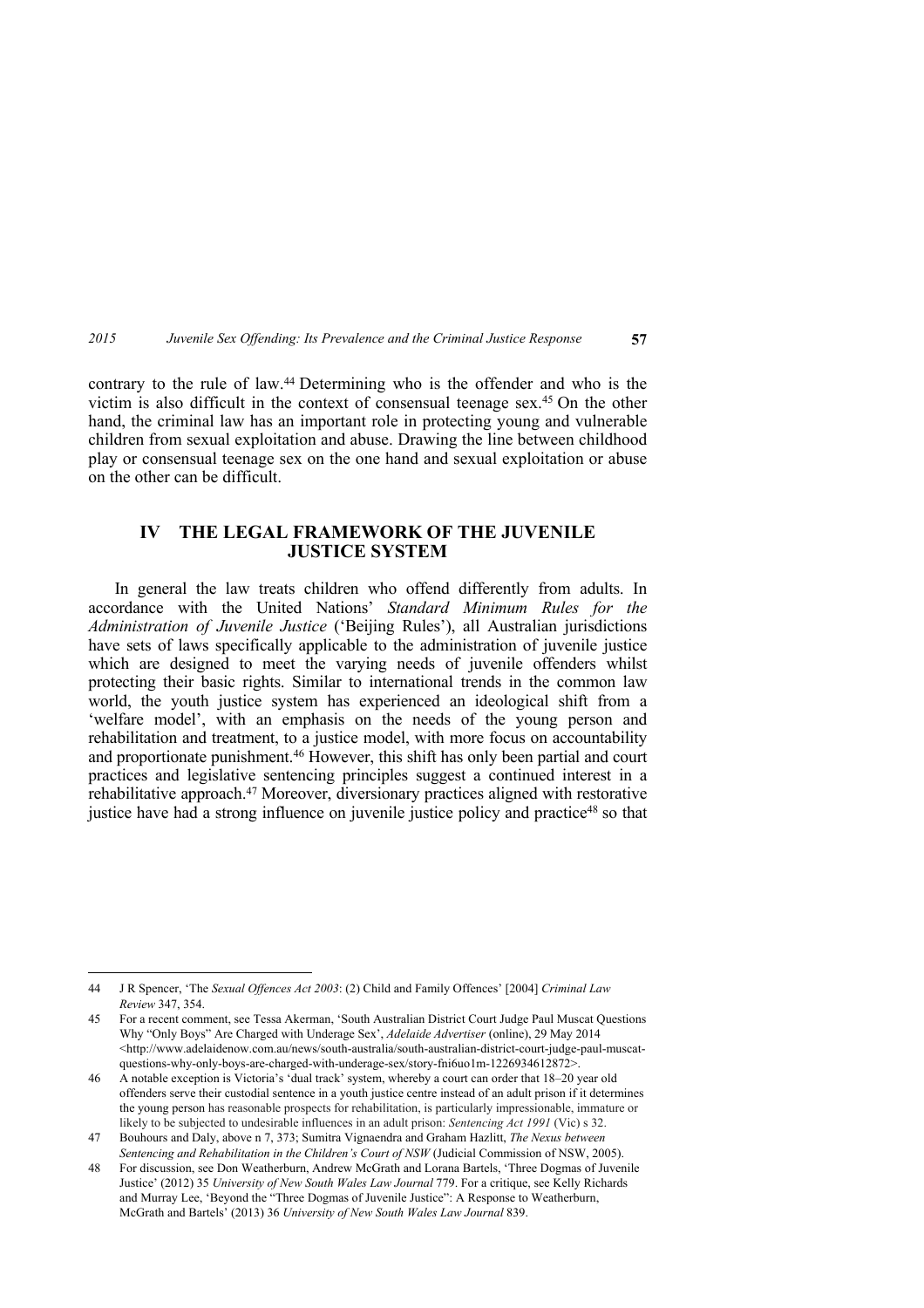contrary to the rule of law.[44] Determining who is the offender and who is the victim is also difficult in the context of consensual teenage sex.[45] On the other hand, the criminal law has an important role in protecting young and vulnerable children from sexual exploitation and abuse. Drawing the line between childhood play or consensual teenage sex on the one hand and sexual exploitation or abuse on the other can be difficult.

## IV THE LEGAL FRAMEWORK OF THE JUVENILE JUSTICE SYSTEM

In general the law treats children who offend differently from adults. In accordance with the United Nations' *Standard Minimum Rules for the Administration of Juvenile Justice* ('Beijing Rules'), all Australian jurisdictions have sets of laws specifically applicable to the administration of juvenile justice which are designed to meet the varying needs of juvenile offenders whilst protecting their basic rights. Similar to international trends in the common law world, the youth justice system has experienced an ideological shift from a 'welfare model', with an emphasis on the needs of the young person and rehabilitation and treatment, to a justice model, with more focus on accountability and proportionate punishment.[46] However, this shift has only been partial and court practices and legislative sentencing principles suggest a continued interest in a rehabilitative approach.[47] Moreover, diversionary practices aligned with restorative justice have had a strong influence on juvenile justice policy and practice[48] so that

---

44 J R Spencer, 'The *Sexual Offences Act 2003*: (2) Child and Family Offences' [2004] *Criminal Law Review* 347, 354.

45 For a recent comment, see Tessa Akerman, 'South Australian District Court Judge Paul Muscat Questions Why "Only Boys" Are Charged with Underage Sex', *Adelaide Advertiser* (online), 29 May 2014 <http://www.adelaidenow.com.au/news/south-australia/south-australian-district-court-judge-paul-muscat-questions-why-only-boys-are-charged-with-underage-sex/story-fni6uo1m-1226934612872>.

46 A notable exception is Victoria's 'dual track' system, whereby a court can order that 18–20 year old offenders serve their custodial sentence in a youth justice centre instead of an adult prison if it determines the young person has reasonable prospects for rehabilitation, is particularly impressionable, immature or likely to be subjected to undesirable influences in an adult prison: *Sentencing Act 1991* (Vic) s 32.

47 Bouhours and Daly, above n 7, 373; Sumitra Vignaendra and Graham Hazlitt, *The Nexus between Sentencing and Rehabilitation in the Children's Court of NSW* (Judicial Commission of NSW, 2005).

48 For discussion, see Don Weatherburn, Andrew McGrath and Lorana Bartels, 'Three Dogmas of Juvenile Justice' (2012) 35 *University of New South Wales Law Journal* 779. For a critique, see Kelly Richards and Murray Lee, 'Beyond the "Three Dogmas of Juvenile Justice": A Response to Weatherburn, McGrath and Bartels' (2013) 36 *University of New South Wales Law Journal* 839.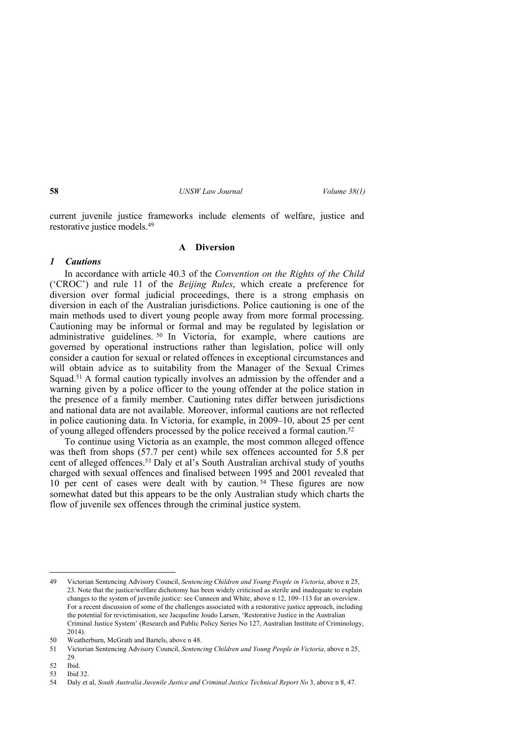current juvenile justice frameworks include elements of welfare, justice and restorative justice models.[49]

## A Diversion

### *1 Cautions*

In accordance with article 40.3 of the *Convention on the Rights of the Child* ('CROC') and rule 11 of the *Beijing Rules*, which create a preference for diversion over formal judicial proceedings, there is a strong emphasis on diversion in each of the Australian jurisdictions. Police cautioning is one of the main methods used to divert young people away from more formal processing. Cautioning may be informal or formal and may be regulated by legislation or administrative guidelines.[50] In Victoria, for example, where cautions are governed by operational instructions rather than legislation, police will only consider a caution for sexual or related offences in exceptional circumstances and will obtain advice as to suitability from the Manager of the Sexual Crimes Squad.[51] A formal caution typically involves an admission by the offender and a warning given by a police officer to the young offender at the police station in the presence of a family member. Cautioning rates differ between jurisdictions and national data are not available. Moreover, informal cautions are not reflected in police cautioning data. In Victoria, for example, in 2009–10, about 25 per cent of young alleged offenders processed by the police received a formal caution.[52]

To continue using Victoria as an example, the most common alleged offence was theft from shops (57.7 per cent) while sex offences accounted for 5.8 per cent of alleged offences.[53] Daly et al's South Australian archival study of youths charged with sexual offences and finalised between 1995 and 2001 revealed that 10 per cent of cases were dealt with by caution.[54] These figures are now somewhat dated but this appears to be the only Australian study which charts the flow of juvenile sex offences through the criminal justice system.

---

49 Victorian Sentencing Advisory Council, *Sentencing Children and Young People in Victoria*, above n 25, 23. Note that the justice/welfare dichotomy has been widely criticised as sterile and inadequate to explain changes to the system of juvenile justice: see Cunneen and White, above n 12, 109–113 for an overview. For a recent discussion of some of the challenges associated with a restorative justice approach, including the potential for revictimisation, see Jacqueline Joudo Larsen, 'Restorative Justice in the Australian Criminal Justice System' (Research and Public Policy Series No 127, Australian Institute of Criminology, 2014).

50 Weatherburn, McGrath and Bartels, above n 48.

51 Victorian Sentencing Advisory Council, *Sentencing Children and Young People in Victoria*, above n 25, 29.

52 Ibid.

53 Ibid 32.

54 Daly et al, *South Australia Juvenile Justice and Criminal Justice Technical Report No* 3, above n 8, 47.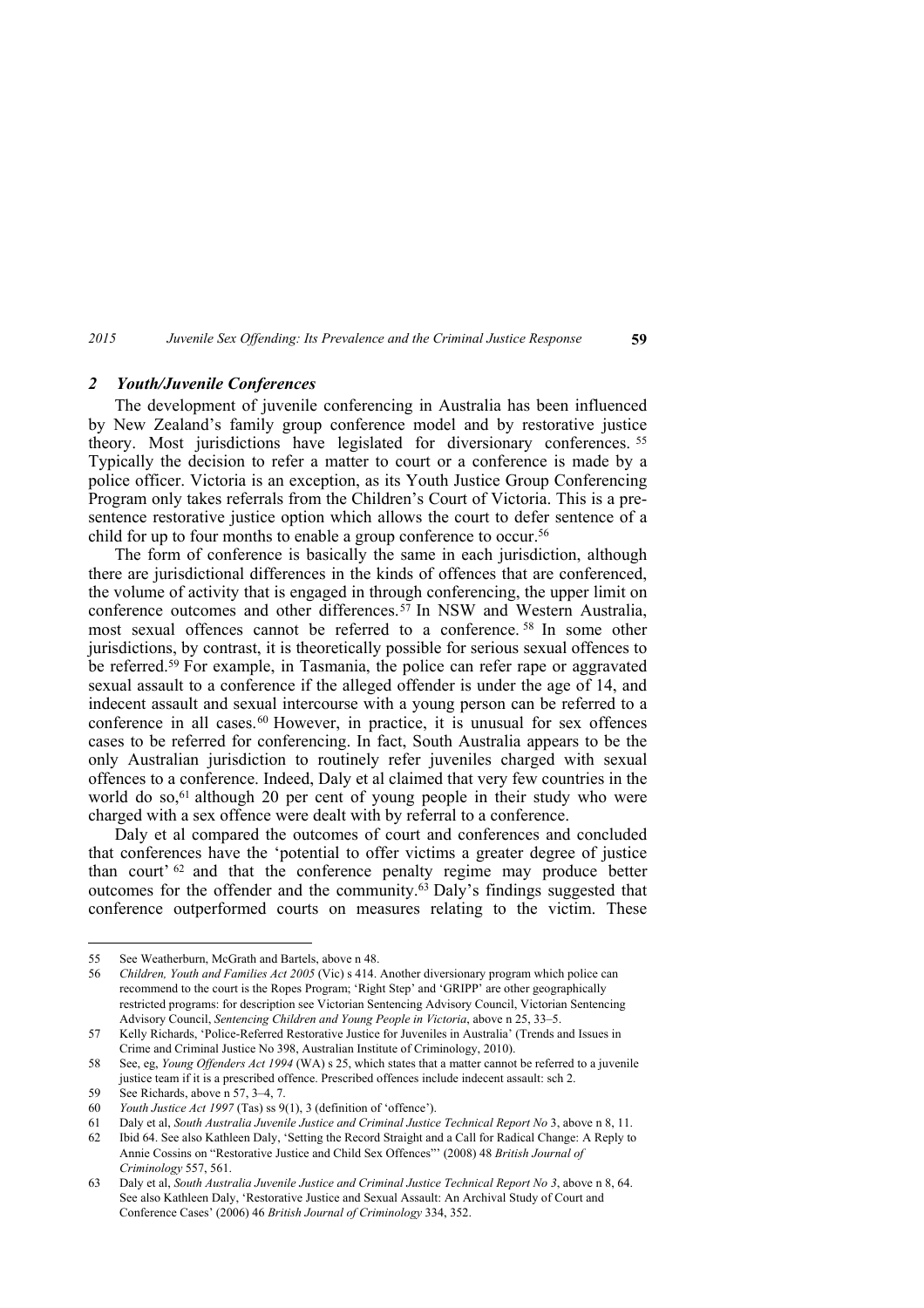### *2 Youth/Juvenile Conferences*

The development of juvenile conferencing in Australia has been influenced by New Zealand's family group conference model and by restorative justice theory. Most jurisdictions have legislated for diversionary conferences. [55] Typically the decision to refer a matter to court or a conference is made by a police officer. Victoria is an exception, as its Youth Justice Group Conferencing Program only takes referrals from the Children's Court of Victoria. This is a pre-sentence restorative justice option which allows the court to defer sentence of a child for up to four months to enable a group conference to occur.[56]

The form of conference is basically the same in each jurisdiction, although there are jurisdictional differences in the kinds of offences that are conferenced, the volume of activity that is engaged in through conferencing, the upper limit on conference outcomes and other differences.[57] In NSW and Western Australia, most sexual offences cannot be referred to a conference. [58] In some other jurisdictions, by contrast, it is theoretically possible for serious sexual offences to be referred.[59] For example, in Tasmania, the police can refer rape or aggravated sexual assault to a conference if the alleged offender is under the age of 14, and indecent assault and sexual intercourse with a young person can be referred to a conference in all cases.[60] However, in practice, it is unusual for sex offences cases to be referred for conferencing. In fact, South Australia appears to be the only Australian jurisdiction to routinely refer juveniles charged with sexual offences to a conference. Indeed, Daly et al claimed that very few countries in the world do so,[61] although 20 per cent of young people in their study who were charged with a sex offence were dealt with by referral to a conference.

Daly et al compared the outcomes of court and conferences and concluded that conferences have the 'potential to offer victims a greater degree of justice than court' [62] and that the conference penalty regime may produce better outcomes for the offender and the community.[63] Daly's findings suggested that conference outperformed courts on measures relating to the victim. These

---

55 See Weatherburn, McGrath and Bartels, above n 48.

56 *Children, Youth and Families Act 2005* (Vic) s 414. Another diversionary program which police can recommend to the court is the Ropes Program; 'Right Step' and 'GRIPP' are other geographically restricted programs: for description see Victorian Sentencing Advisory Council, Victorian Sentencing Advisory Council, *Sentencing Children and Young People in Victoria*, above n 25, 33–5.

57 Kelly Richards, 'Police-Referred Restorative Justice for Juveniles in Australia' (Trends and Issues in Crime and Criminal Justice No 398, Australian Institute of Criminology, 2010).

58 See, eg, *Young Offenders Act 1994* (WA) s 25, which states that a matter cannot be referred to a juvenile justice team if it is a prescribed offence. Prescribed offences include indecent assault: sch 2.

59 See Richards, above n 57, 3–4, 7.

60 *Youth Justice Act 1997* (Tas) ss 9(1), 3 (definition of 'offence').

61 Daly et al, *South Australia Juvenile Justice and Criminal Justice Technical Report No* 3, above n 8, 11.

62 Ibid 64. See also Kathleen Daly, 'Setting the Record Straight and a Call for Radical Change: A Reply to Annie Cossins on "Restorative Justice and Child Sex Offences"' (2008) 48 *British Journal of Criminology* 557, 561.

63 Daly et al, *South Australia Juvenile Justice and Criminal Justice Technical Report No 3*, above n 8, 64. See also Kathleen Daly, 'Restorative Justice and Sexual Assault: An Archival Study of Court and Conference Cases' (2006) 46 *British Journal of Criminology* 334, 352.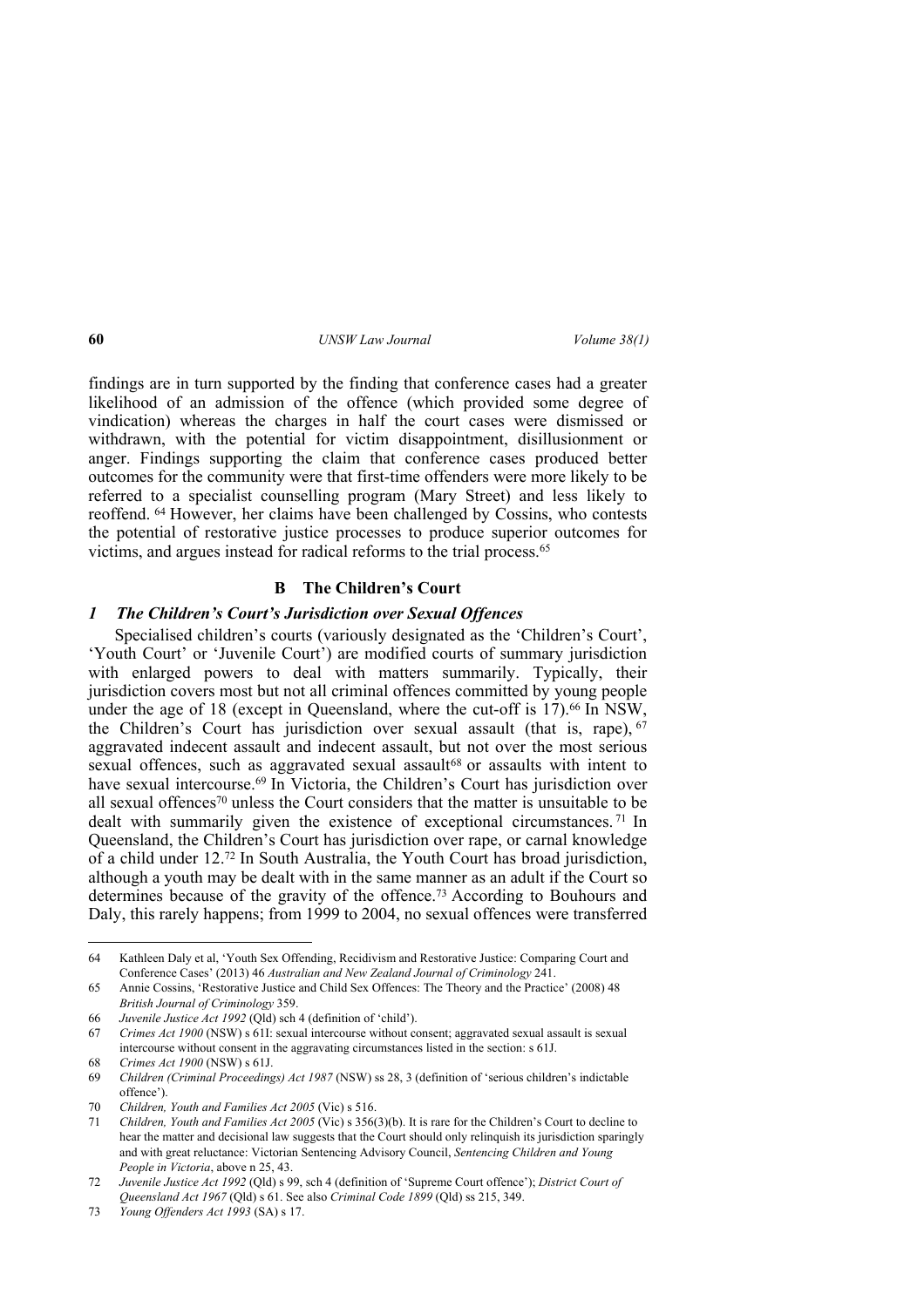findings are in turn supported by the finding that conference cases had a greater likelihood of an admission of the offence (which provided some degree of vindication) whereas the charges in half the court cases were dismissed or withdrawn, with the potential for victim disappointment, disillusionment or anger. Findings supporting the claim that conference cases produced better outcomes for the community were that first-time offenders were more likely to be referred to a specialist counselling program (Mary Street) and less likely to reoffend. [64] However, her claims have been challenged by Cossins, who contests the potential of restorative justice processes to produce superior outcomes for victims, and argues instead for radical reforms to the trial process.[65]

### B The Children's Court

#### *1 The Children's Court's Jurisdiction over Sexual Offences*

Specialised children's courts (variously designated as the 'Children's Court', 'Youth Court' or 'Juvenile Court') are modified courts of summary jurisdiction with enlarged powers to deal with matters summarily. Typically, their jurisdiction covers most but not all criminal offences committed by young people under the age of 18 (except in Queensland, where the cut-off is 17).[66] In NSW, the Children's Court has jurisdiction over sexual assault (that is, rape), [67] aggravated indecent assault and indecent assault, but not over the most serious sexual offences, such as aggravated sexual assault[68] or assaults with intent to have sexual intercourse.[69] In Victoria, the Children's Court has jurisdiction over all sexual offences[70] unless the Court considers that the matter is unsuitable to be dealt with summarily given the existence of exceptional circumstances. [71] In Queensland, the Children's Court has jurisdiction over rape, or carnal knowledge of a child under 12.[72] In South Australia, the Youth Court has broad jurisdiction, although a youth may be dealt with in the same manner as an adult if the Court so determines because of the gravity of the offence.[73] According to Bouhours and Daly, this rarely happens; from 1999 to 2004, no sexual offences were transferred

---

64 Kathleen Daly et al, 'Youth Sex Offending, Recidivism and Restorative Justice: Comparing Court and Conference Cases' (2013) 46 *Australian and New Zealand Journal of Criminology* 241.

65 Annie Cossins, 'Restorative Justice and Child Sex Offences: The Theory and the Practice' (2008) 48 *British Journal of Criminology* 359.

66 *Juvenile Justice Act 1992* (Qld) sch 4 (definition of 'child').

67 *Crimes Act 1900* (NSW) s 61I: sexual intercourse without consent; aggravated sexual assault is sexual intercourse without consent in the aggravating circumstances listed in the section: s 61J.

68 *Crimes Act 1900* (NSW) s 61J.

69 *Children (Criminal Proceedings) Act 1987* (NSW) ss 28, 3 (definition of 'serious children's indictable offence').

70 *Children, Youth and Families Act 2005* (Vic) s 516.

71 *Children, Youth and Families Act 2005* (Vic) s 356(3)(b). It is rare for the Children's Court to decline to hear the matter and decisional law suggests that the Court should only relinquish its jurisdiction sparingly and with great reluctance: Victorian Sentencing Advisory Council, *Sentencing Children and Young People in Victoria*, above n 25, 43.

72 *Juvenile Justice Act 1992* (Qld) s 99, sch 4 (definition of 'Supreme Court offence'); *District Court of Queensland Act 1967* (Qld) s 61. See also *Criminal Code 1899* (Qld) ss 215, 349.

73 *Young Offenders Act 1993* (SA) s 17.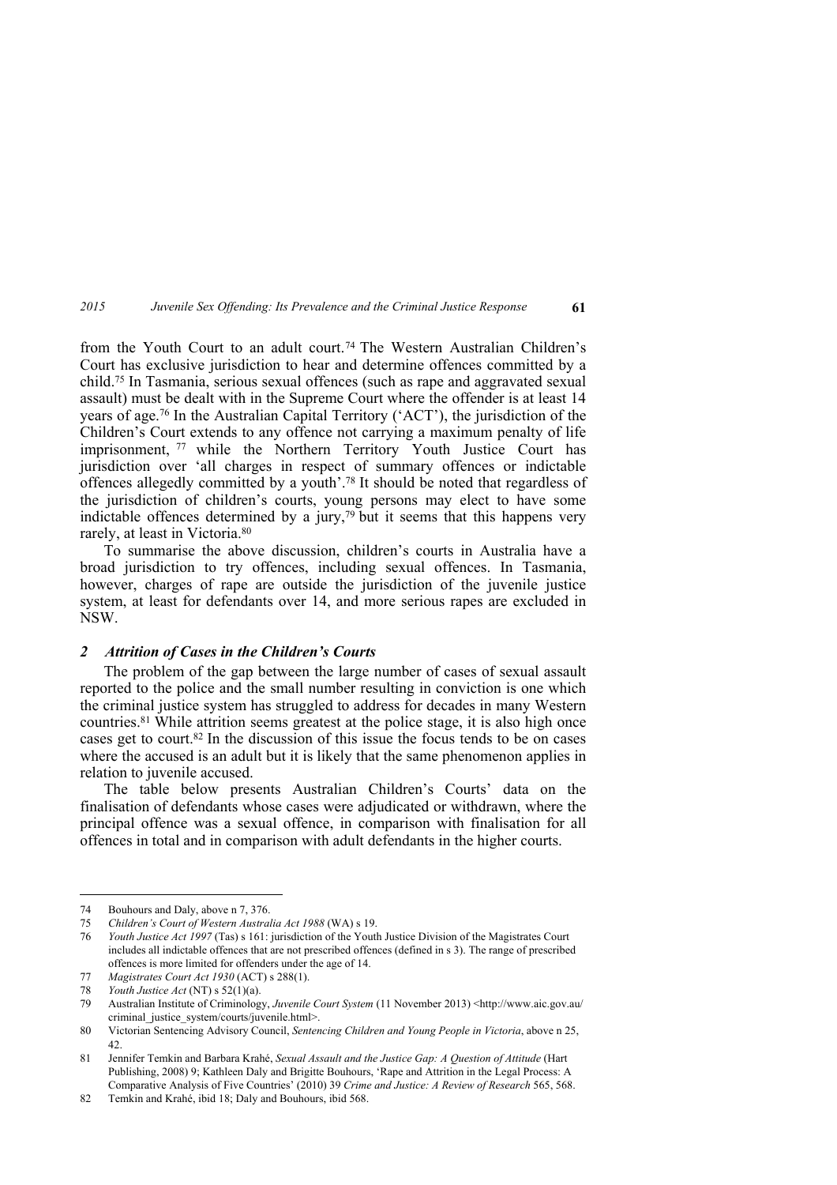from the Youth Court to an adult court.[74] The Western Australian Children's Court has exclusive jurisdiction to hear and determine offences committed by a child.[75] In Tasmania, serious sexual offences (such as rape and aggravated sexual assault) must be dealt with in the Supreme Court where the offender is at least 14 years of age.[76] In the Australian Capital Territory ('ACT'), the jurisdiction of the Children's Court extends to any offence not carrying a maximum penalty of life imprisonment, [77] while the Northern Territory Youth Justice Court has jurisdiction over 'all charges in respect of summary offences or indictable offences allegedly committed by a youth'.[78] It should be noted that regardless of the jurisdiction of children's courts, young persons may elect to have some indictable offences determined by a jury,[79] but it seems that this happens very rarely, at least in Victoria.[80]

To summarise the above discussion, children's courts in Australia have a broad jurisdiction to try offences, including sexual offences. In Tasmania, however, charges of rape are outside the jurisdiction of the juvenile justice system, at least for defendants over 14, and more serious rapes are excluded in NSW.

### *2 Attrition of Cases in the Children's Courts*

The problem of the gap between the large number of cases of sexual assault reported to the police and the small number resulting in conviction is one which the criminal justice system has struggled to address for decades in many Western countries.[81] While attrition seems greatest at the police stage, it is also high once cases get to court.[82] In the discussion of this issue the focus tends to be on cases where the accused is an adult but it is likely that the same phenomenon applies in relation to juvenile accused.

The table below presents Australian Children's Courts' data on the finalisation of defendants whose cases were adjudicated or withdrawn, where the principal offence was a sexual offence, in comparison with finalisation for all offences in total and in comparison with adult defendants in the higher courts.

---

74 Bouhours and Daly, above n 7, 376.

75 *Children's Court of Western Australia Act 1988* (WA) s 19.

76 *Youth Justice Act 1997* (Tas) s 161: jurisdiction of the Youth Justice Division of the Magistrates Court includes all indictable offences that are not prescribed offences (defined in s 3). The range of prescribed offences is more limited for offenders under the age of 14.

77 *Magistrates Court Act 1930* (ACT) s 288(1).

78 *Youth Justice Act* (NT) s 52(1)(a).

79 Australian Institute of Criminology, *Juvenile Court System* (11 November 2013) <http://www.aic.gov.au/criminal_justice_system/courts/juvenile.html>.

80 Victorian Sentencing Advisory Council, *Sentencing Children and Young People in Victoria*, above n 25, 42.

81 Jennifer Temkin and Barbara Krahé, *Sexual Assault and the Justice Gap: A Question of Attitude* (Hart Publishing, 2008) 9; Kathleen Daly and Brigitte Bouhours, 'Rape and Attrition in the Legal Process: A Comparative Analysis of Five Countries' (2010) 39 *Crime and Justice: A Review of Research* 565, 568.

82 Temkin and Krahé, ibid 18; Daly and Bouhours, ibid 568.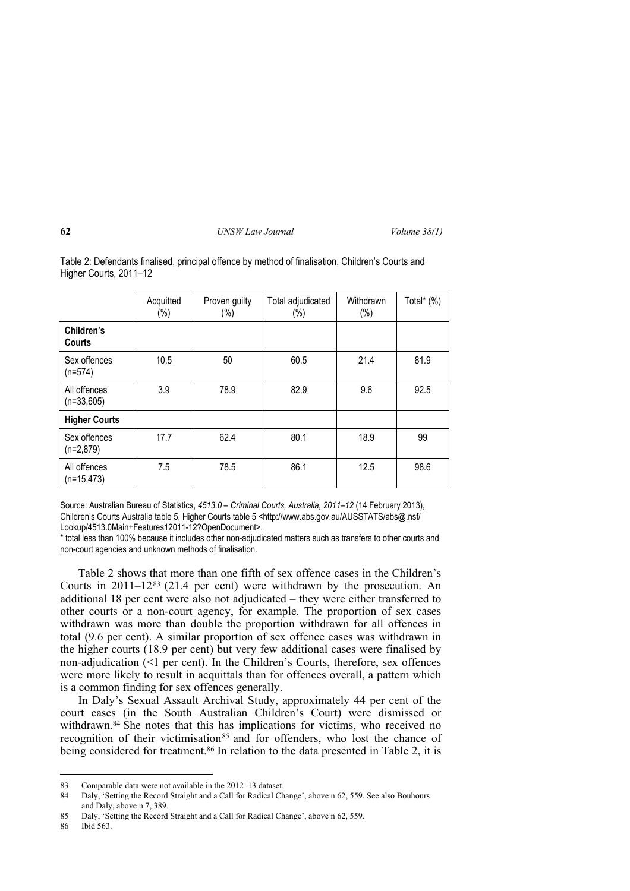Table 2: Defendants finalised, principal offence by method of finalisation, Children's Courts and Higher Courts, 2011–12

| | Acquitted (%) | Proven guilty (%) | Total adjudicated (%) | Withdrawn (%) | Total* (%) |
|---|---|---|---|---|---|
| **Children's Courts** | | | | | |
| Sex offences (n=574) | 10.5 | 50 | 60.5 | 21.4 | 81.9 |
| All offences (n=33,605) | 3.9 | 78.9 | 82.9 | 9.6 | 92.5 |
| **Higher Courts** | | | | | |
| Sex offences (n=2,879) | 17.7 | 62.4 | 80.1 | 18.9 | 99 |
| All offences (n=15,473) | 7.5 | 78.5 | 86.1 | 12.5 | 98.6 |

Source: Australian Bureau of Statistics, *4513.0 – Criminal Courts, Australia, 2011–12* (14 February 2013), Children's Courts Australia table 5, Higher Courts table 5 <http://www.abs.gov.au/AUSSTATS/abs@.nsf/Lookup/4513.0Main+Features12011-12?OpenDocument>.

* total less than 100% because it includes other non-adjudicated matters such as transfers to other courts and non-court agencies and unknown methods of finalisation.

Table 2 shows that more than one fifth of sex offence cases in the Children's Courts in 2011–12[83] (21.4 per cent) were withdrawn by the prosecution. An additional 18 per cent were also not adjudicated – they were either transferred to other courts or a non-court agency, for example. The proportion of sex cases withdrawn was more than double the proportion withdrawn for all offences in total (9.6 per cent). A similar proportion of sex offence cases was withdrawn in the higher courts (18.9 per cent) but very few additional cases were finalised by non-adjudication (<1 per cent). In the Children's Courts, therefore, sex offences were more likely to result in acquittals than for offences overall, a pattern which is a common finding for sex offences generally.

In Daly's Sexual Assault Archival Study, approximately 44 per cent of the court cases (in the South Australian Children's Court) were dismissed or withdrawn.[84] She notes that this has implications for victims, who received no recognition of their victimisation[85] and for offenders, who lost the chance of being considered for treatment.[86] In relation to the data presented in Table 2, it is

83 Comparable data were not available in the 2012–13 dataset.

84 Daly, 'Setting the Record Straight and a Call for Radical Change', above n 62, 559. See also Bouhours and Daly, above n 7, 389.

85 Daly, 'Setting the Record Straight and a Call for Radical Change', above n 62, 559.

86 Ibid 563.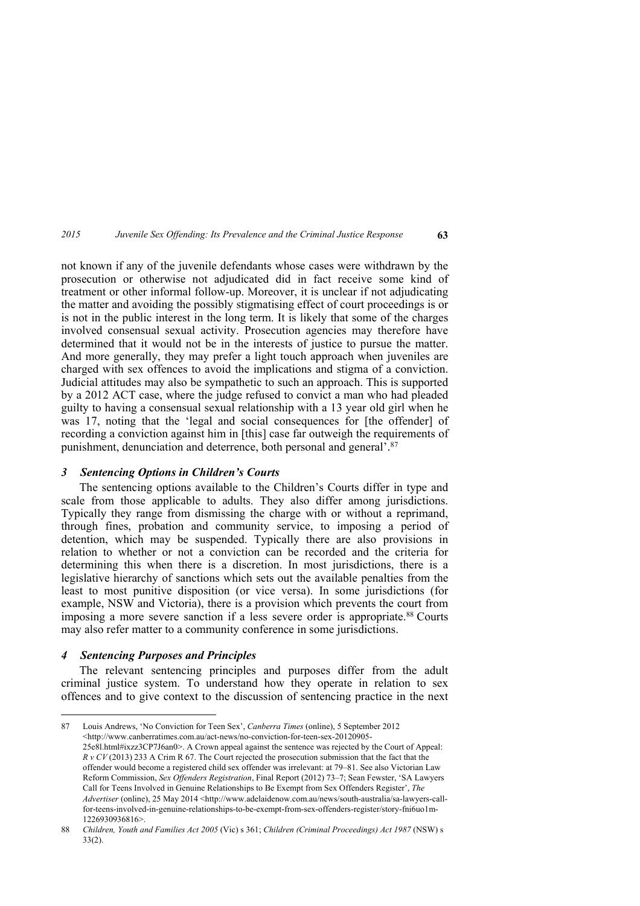not known if any of the juvenile defendants whose cases were withdrawn by the prosecution or otherwise not adjudicated did in fact receive some kind of treatment or other informal follow-up. Moreover, it is unclear if not adjudicating the matter and avoiding the possibly stigmatising effect of court proceedings is or is not in the public interest in the long term. It is likely that some of the charges involved consensual sexual activity. Prosecution agencies may therefore have determined that it would not be in the interests of justice to pursue the matter. And more generally, they may prefer a light touch approach when juveniles are charged with sex offences to avoid the implications and stigma of a conviction. Judicial attitudes may also be sympathetic to such an approach. This is supported by a 2012 ACT case, where the judge refused to convict a man who had pleaded guilty to having a consensual sexual relationship with a 13 year old girl when he was 17, noting that the 'legal and social consequences for [the offender] of recording a conviction against him in [this] case far outweigh the requirements of punishment, denunciation and deterrence, both personal and general'.[87]

### *3 Sentencing Options in Children's Courts*

The sentencing options available to the Children's Courts differ in type and scale from those applicable to adults. They also differ among jurisdictions. Typically they range from dismissing the charge with or without a reprimand, through fines, probation and community service, to imposing a period of detention, which may be suspended. Typically there are also provisions in relation to whether or not a conviction can be recorded and the criteria for determining this when there is a discretion. In most jurisdictions, there is a legislative hierarchy of sanctions which sets out the available penalties from the least to most punitive disposition (or vice versa). In some jurisdictions (for example, NSW and Victoria), there is a provision which prevents the court from imposing a more severe sanction if a less severe order is appropriate.[88] Courts may also refer matter to a community conference in some jurisdictions.

### *4 Sentencing Purposes and Principles*

The relevant sentencing principles and purposes differ from the adult criminal justice system. To understand how they operate in relation to sex offences and to give context to the discussion of sentencing practice in the next

---

87 Louis Andrews, 'No Conviction for Teen Sex', *Canberra Times* (online), 5 September 2012 <http://www.canberratimes.com.au/act-news/no-conviction-for-teen-sex-20120905-25e8l.html#ixzz3CP7J6an0>. A Crown appeal against the sentence was rejected by the Court of Appeal: *R v CV* (2013) 233 A Crim R 67. The Court rejected the prosecution submission that the fact that the offender would become a registered child sex offender was irrelevant: at 79–81. See also Victorian Law Reform Commission, *Sex Offenders Registration*, Final Report (2012) 73–7; Sean Fewster, 'SA Lawyers Call for Teens Involved in Genuine Relationships to Be Exempt from Sex Offenders Register', *The Advertiser* (online), 25 May 2014 <http://www.adelaidenow.com.au/news/south-australia/sa-lawyers-call-for-teens-involved-in-genuine-relationships-to-be-exempt-from-sex-offenders-register/story-fni6uo1m-1226930936816>.

88 *Children, Youth and Families Act 2005* (Vic) s 361; *Children (Criminal Proceedings) Act 1987* (NSW) s 33(2).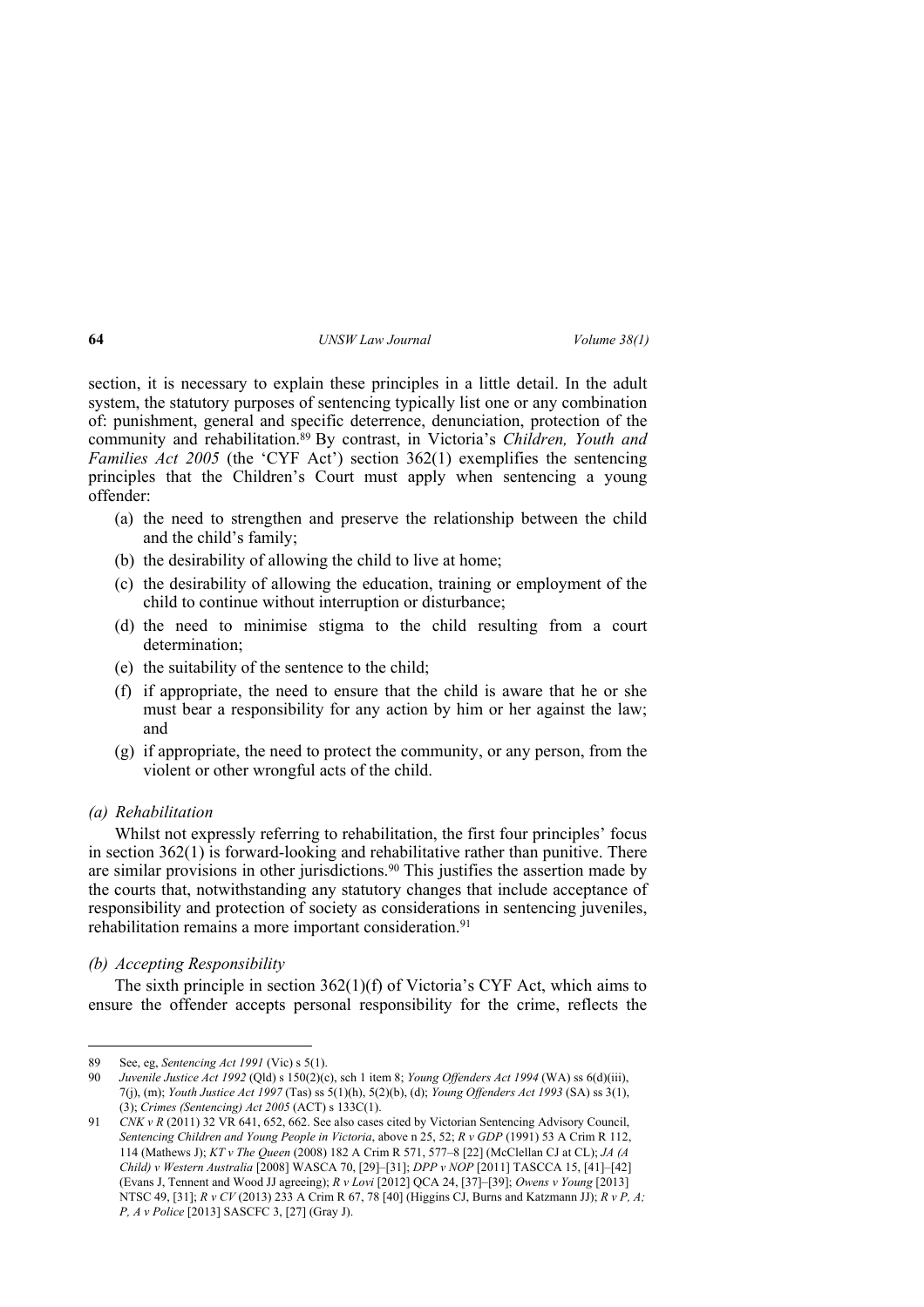section, it is necessary to explain these principles in a little detail. In the adult system, the statutory purposes of sentencing typically list one or any combination of: punishment, general and specific deterrence, denunciation, protection of the community and rehabilitation.[89] By contrast, in Victoria's *Children, Youth and Families Act 2005* (the 'CYF Act') section 362(1) exemplifies the sentencing principles that the Children's Court must apply when sentencing a young offender:

> (a) the need to strengthen and preserve the relationship between the child and the child's family;
>
> (b) the desirability of allowing the child to live at home;
>
> (c) the desirability of allowing the education, training or employment of the child to continue without interruption or disturbance;
>
> (d) the need to minimise stigma to the child resulting from a court determination;
>
> (e) the suitability of the sentence to the child;
>
> (f) if appropriate, the need to ensure that the child is aware that he or she must bear a responsibility for any action by him or her against the law; and
>
> (g) if appropriate, the need to protect the community, or any person, from the violent or other wrongful acts of the child.

#### *(a) Rehabilitation*

Whilst not expressly referring to rehabilitation, the first four principles' focus in section 362(1) is forward-looking and rehabilitative rather than punitive. There are similar provisions in other jurisdictions.[90] This justifies the assertion made by the courts that, notwithstanding any statutory changes that include acceptance of responsibility and protection of society as considerations in sentencing juveniles, rehabilitation remains a more important consideration.[91]

#### *(b) Accepting Responsibility*

The sixth principle in section 362(1)(f) of Victoria's CYF Act, which aims to ensure the offender accepts personal responsibility for the crime, reflects the

---

89 See, eg, *Sentencing Act 1991* (Vic) s 5(1).

90 *Juvenile Justice Act 1992* (Qld) s 150(2)(c), sch 1 item 8; *Young Offenders Act 1994* (WA) ss 6(d)(iii), 7(j), (m); *Youth Justice Act 1997* (Tas) ss 5(1)(h), 5(2)(b), (d); *Young Offenders Act 1993* (SA) ss 3(1), (3); *Crimes (Sentencing) Act 2005* (ACT) s 133C(1).

91 *CNK v R* (2011) 32 VR 641, 652, 662. See also cases cited by Victorian Sentencing Advisory Council, *Sentencing Children and Young People in Victoria*, above n 25, 52; *R v GDP* (1991) 53 A Crim R 112, 114 (Mathews J); *KT v The Queen* (2008) 182 A Crim R 571, 577–8 [22] (McClellan CJ at CL); *JA (A Child) v Western Australia* [2008] WASCA 70, [29]–[31]; *DPP v NOP* [2011] TASCCA 15, [41]–[42] (Evans J, Tennent and Wood JJ agreeing); *R v Lovi* [2012] QCA 24, [37]–[39]; *Owens v Young* [2013] NTSC 49, [31]; *R v CV* (2013) 233 A Crim R 67, 78 [40] (Higgins CJ, Burns and Katzmann JJ); *R v P, A; P, A v Police* [2013] SASCFC 3, [27] (Gray J).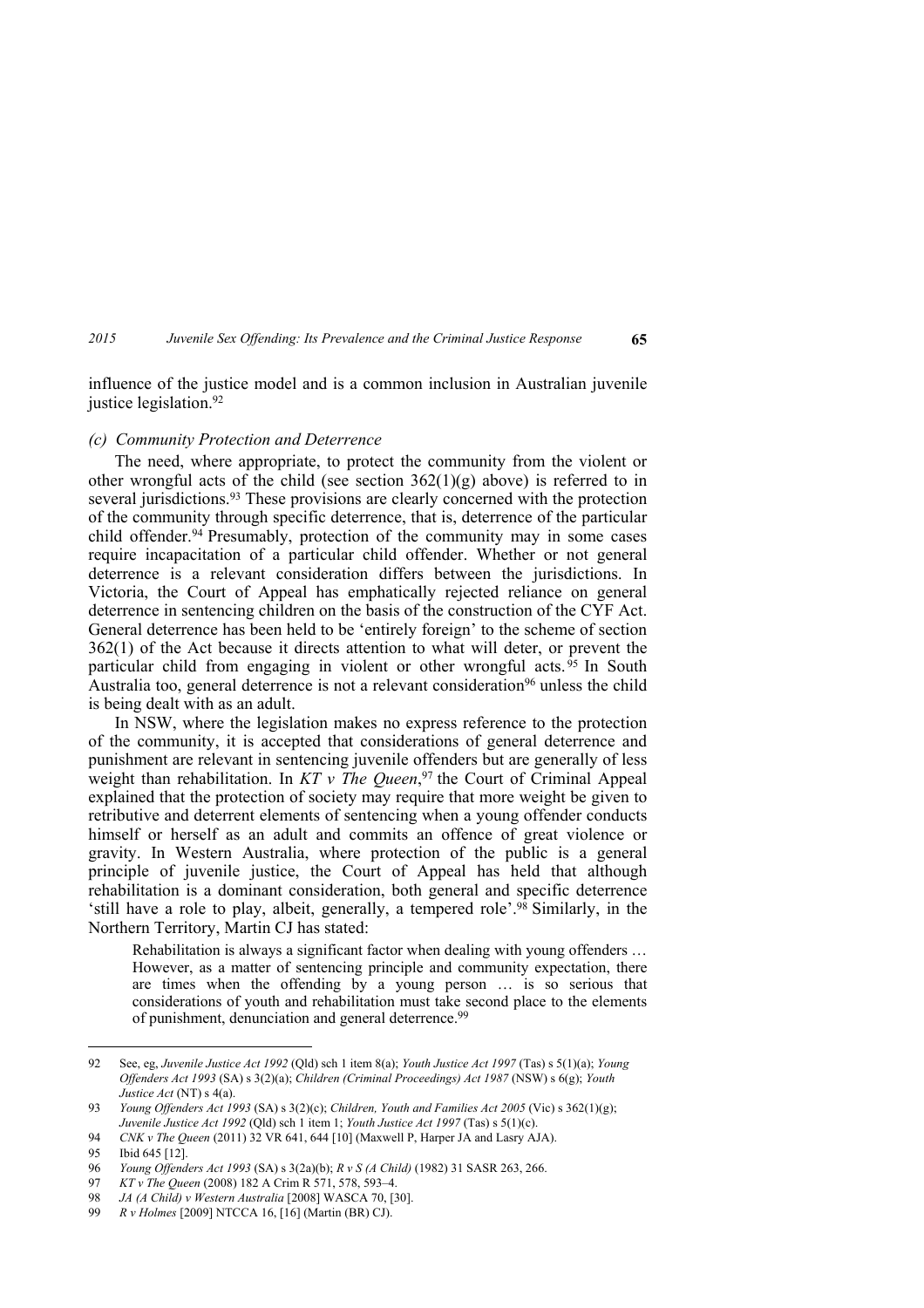influence of the justice model and is a common inclusion in Australian juvenile justice legislation.[92]

### *(c) Community Protection and Deterrence*

The need, where appropriate, to protect the community from the violent or other wrongful acts of the child (see section 362(1)(g) above) is referred to in several jurisdictions.[93] These provisions are clearly concerned with the protection of the community through specific deterrence, that is, deterrence of the particular child offender.[94] Presumably, protection of the community may in some cases require incapacitation of a particular child offender. Whether or not general deterrence is a relevant consideration differs between the jurisdictions. In Victoria, the Court of Appeal has emphatically rejected reliance on general deterrence in sentencing children on the basis of the construction of the CYF Act. General deterrence has been held to be 'entirely foreign' to the scheme of section 362(1) of the Act because it directs attention to what will deter, or prevent the particular child from engaging in violent or other wrongful acts.[95] In South Australia too, general deterrence is not a relevant consideration[96] unless the child is being dealt with as an adult.

In NSW, where the legislation makes no express reference to the protection of the community, it is accepted that considerations of general deterrence and punishment are relevant in sentencing juvenile offenders but are generally of less weight than rehabilitation. In *KT v The Queen*,[97] the Court of Criminal Appeal explained that the protection of society may require that more weight be given to retributive and deterrent elements of sentencing when a young offender conducts himself or herself as an adult and commits an offence of great violence or gravity. In Western Australia, where protection of the public is a general principle of juvenile justice, the Court of Appeal has held that although rehabilitation is a dominant consideration, both general and specific deterrence 'still have a role to play, albeit, generally, a tempered role'.[98] Similarly, in the Northern Territory, Martin CJ has stated:

> Rehabilitation is always a significant factor when dealing with young offenders … However, as a matter of sentencing principle and community expectation, there are times when the offending by a young person … is so serious that considerations of youth and rehabilitation must take second place to the elements of punishment, denunciation and general deterrence.[99]

---

92 See, eg, *Juvenile Justice Act 1992* (Qld) sch 1 item 8(a); *Youth Justice Act 1997* (Tas) s 5(1)(a); *Young Offenders Act 1993* (SA) s 3(2)(a); *Children (Criminal Proceedings) Act 1987* (NSW) s 6(g); *Youth Justice Act* (NT) s 4(a).

93 *Young Offenders Act 1993* (SA) s 3(2)(c); *Children, Youth and Families Act 2005* (Vic) s 362(1)(g); *Juvenile Justice Act 1992* (Qld) sch 1 item 1; *Youth Justice Act 1997* (Tas) s 5(1)(c).

94 *CNK v The Queen* (2011) 32 VR 641, 644 [10] (Maxwell P, Harper JA and Lasry AJA).

95 Ibid 645 [12].

96 *Young Offenders Act 1993* (SA) s 3(2a)(b); *R v S (A Child)* (1982) 31 SASR 263, 266.

97 *KT v The Queen* (2008) 182 A Crim R 571, 578, 593–4.

98 *JA (A Child) v Western Australia* [2008] WASCA 70, [30].

99 *R v Holmes* [2009] NTCCA 16, [16] (Martin (BR) CJ).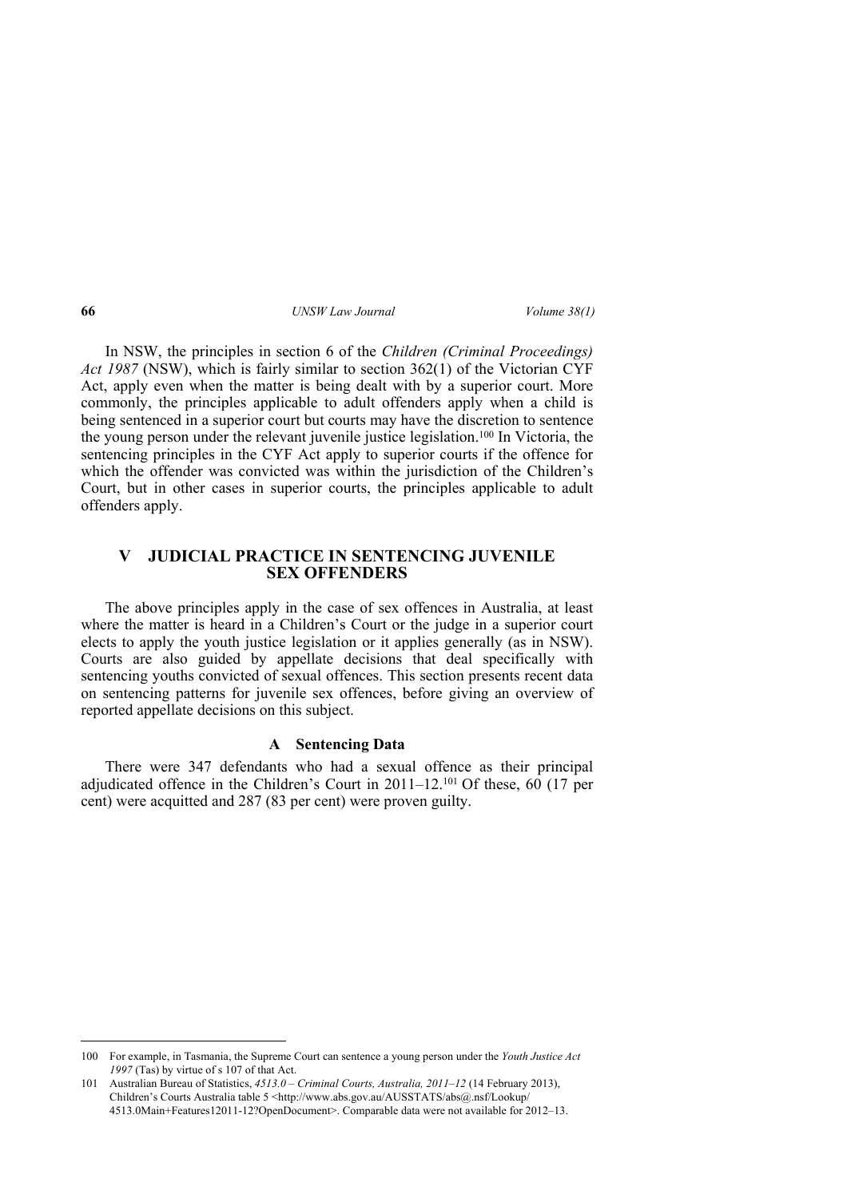In NSW, the principles in section 6 of the *Children (Criminal Proceedings) Act 1987* (NSW), which is fairly similar to section 362(1) of the Victorian CYF Act, apply even when the matter is being dealt with by a superior court. More commonly, the principles applicable to adult offenders apply when a child is being sentenced in a superior court but courts may have the discretion to sentence the young person under the relevant juvenile justice legislation.[100] In Victoria, the sentencing principles in the CYF Act apply to superior courts if the offence for which the offender was convicted was within the jurisdiction of the Children's Court, but in other cases in superior courts, the principles applicable to adult offenders apply.

## V JUDICIAL PRACTICE IN SENTENCING JUVENILE SEX OFFENDERS

The above principles apply in the case of sex offences in Australia, at least where the matter is heard in a Children's Court or the judge in a superior court elects to apply the youth justice legislation or it applies generally (as in NSW). Courts are also guided by appellate decisions that deal specifically with sentencing youths convicted of sexual offences. This section presents recent data on sentencing patterns for juvenile sex offences, before giving an overview of reported appellate decisions on this subject.

### A Sentencing Data

There were 347 defendants who had a sexual offence as their principal adjudicated offence in the Children's Court in 2011–12.[101] Of these, 60 (17 per cent) were acquitted and 287 (83 per cent) were proven guilty.

---

100 For example, in Tasmania, the Supreme Court can sentence a young person under the *Youth Justice Act 1997* (Tas) by virtue of s 107 of that Act.

101 Australian Bureau of Statistics, *4513.0 – Criminal Courts, Australia, 2011–12* (14 February 2013), Children's Courts Australia table 5 <http://www.abs.gov.au/AUSSTATS/abs@.nsf/Lookup/4513.0Main+Features12011-12?OpenDocument>. Comparable data were not available for 2012–13.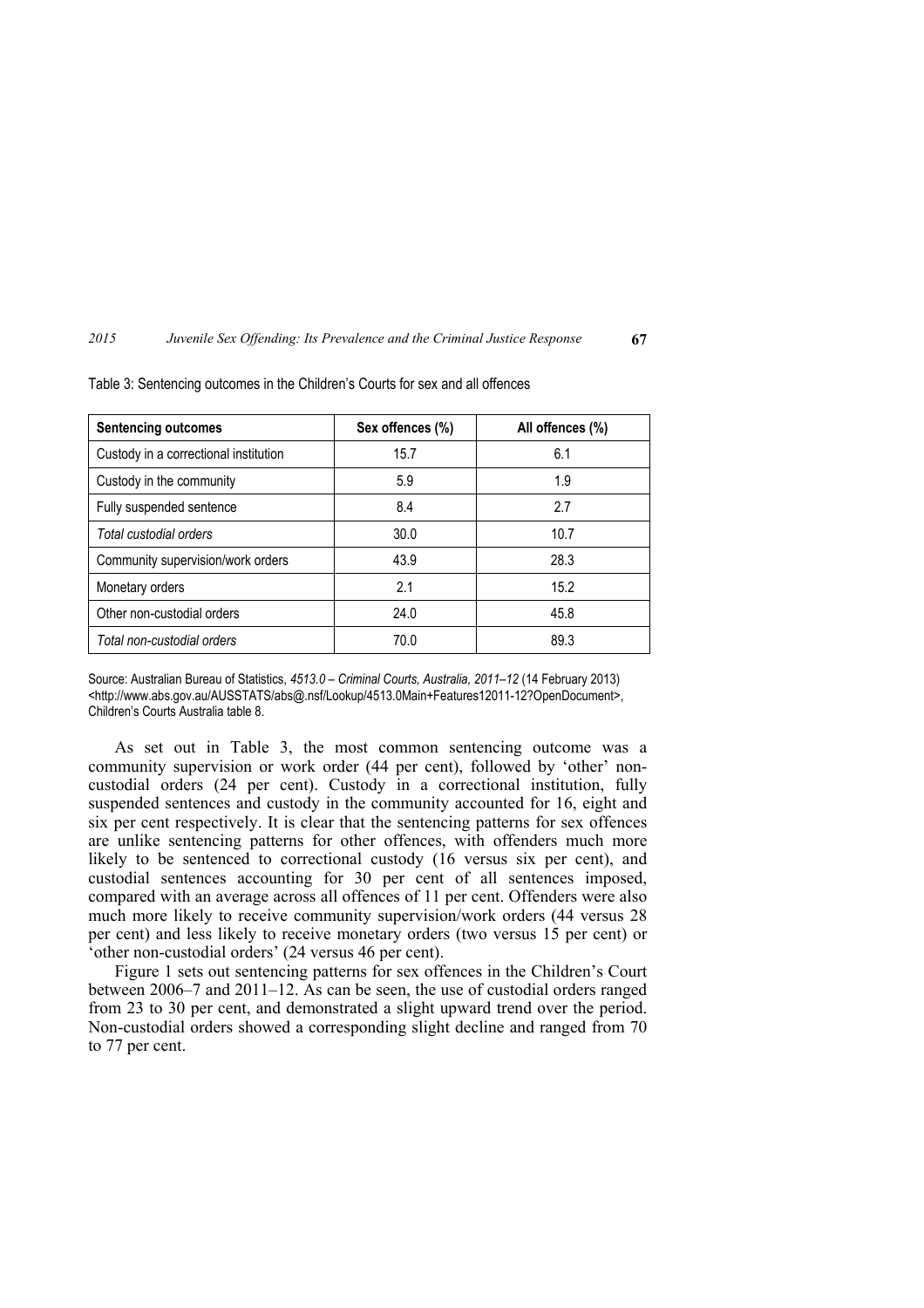Table 3: Sentencing outcomes in the Children's Courts for sex and all offences

| **Sentencing outcomes** | **Sex offences (%)** | **All offences (%)** |
|---|---|---|
| Custody in a correctional institution | 15.7 | 6.1 |
| Custody in the community | 5.9 | 1.9 |
| Fully suspended sentence | 8.4 | 2.7 |
| *Total custodial orders* | 30.0 | 10.7 |
| Community supervision/work orders | 43.9 | 28.3 |
| Monetary orders | 2.1 | 15.2 |
| Other non-custodial orders | 24.0 | 45.8 |
| *Total non-custodial orders* | 70.0 | 89.3 |

Source: Australian Bureau of Statistics, *4513.0 – Criminal Courts, Australia, 2011–12* (14 February 2013) <http://www.abs.gov.au/AUSSTATS/abs@.nsf/Lookup/4513.0Main+Features12011-12?OpenDocument>, Children's Courts Australia table 8.

As set out in Table 3, the most common sentencing outcome was a community supervision or work order (44 per cent), followed by 'other' non-custodial orders (24 per cent). Custody in a correctional institution, fully suspended sentences and custody in the community accounted for 16, eight and six per cent respectively. It is clear that the sentencing patterns for sex offences are unlike sentencing patterns for other offences, with offenders much more likely to be sentenced to correctional custody (16 versus six per cent), and custodial sentences accounting for 30 per cent of all sentences imposed, compared with an average across all offences of 11 per cent. Offenders were also much more likely to receive community supervision/work orders (44 versus 28 per cent) and less likely to receive monetary orders (two versus 15 per cent) or 'other non-custodial orders' (24 versus 46 per cent).

Figure 1 sets out sentencing patterns for sex offences in the Children's Court between 2006–7 and 2011–12. As can be seen, the use of custodial orders ranged from 23 to 30 per cent, and demonstrated a slight upward trend over the period. Non-custodial orders showed a corresponding slight decline and ranged from 70 to 77 per cent.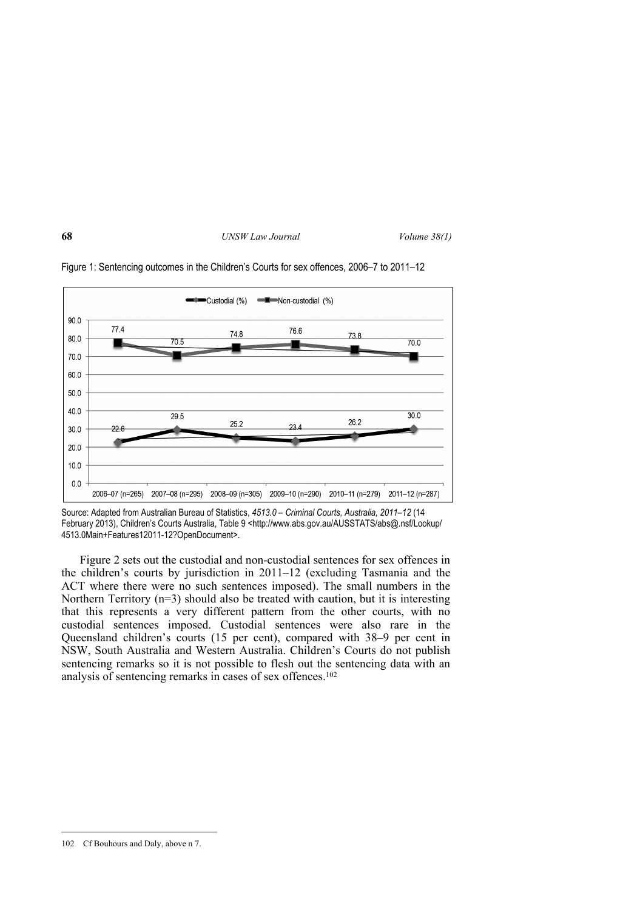Figure 1: Sentencing outcomes in the Children's Courts for sex offences, 2006–7 to 2011–12

| | 2006–07 (n=265) | 2007–08 (n=295) | 2008–09 (n=305) | 2009–10 (n=290) | 2010–11 (n=279) | 2011–12 (n=287) |
|---|---|---|---|---|---|---|
| Custodial (%) | 22.6 | 29.5 | 25.2 | 23.4 | 26.2 | 30.0 |
| Non-custodial (%) | 77.4 | 70.5 | 74.8 | 76.6 | 73.8 | 70.0 |

Source: Adapted from Australian Bureau of Statistics, *4513.0 – Criminal Courts, Australia, 2011–12* (14 February 2013), Children's Courts Australia, Table 9 <http://www.abs.gov.au/AUSSTATS/abs@.nsf/Lookup/4513.0Main+Features12011-12?OpenDocument>.

Figure 2 sets out the custodial and non-custodial sentences for sex offences in the children's courts by jurisdiction in 2011–12 (excluding Tasmania and the ACT where there were no such sentences imposed). The small numbers in the Northern Territory (n=3) should also be treated with caution, but it is interesting that this represents a very different pattern from the other courts, with no custodial sentences imposed. Custodial sentences were also rare in the Queensland children's courts (15 per cent), compared with 38–9 per cent in NSW, South Australia and Western Australia. Children's Courts do not publish sentencing remarks so it is not possible to flesh out the sentencing data with an analysis of sentencing remarks in cases of sex offences.[102]

---

102 Cf Bouhours and Daly, above n 7.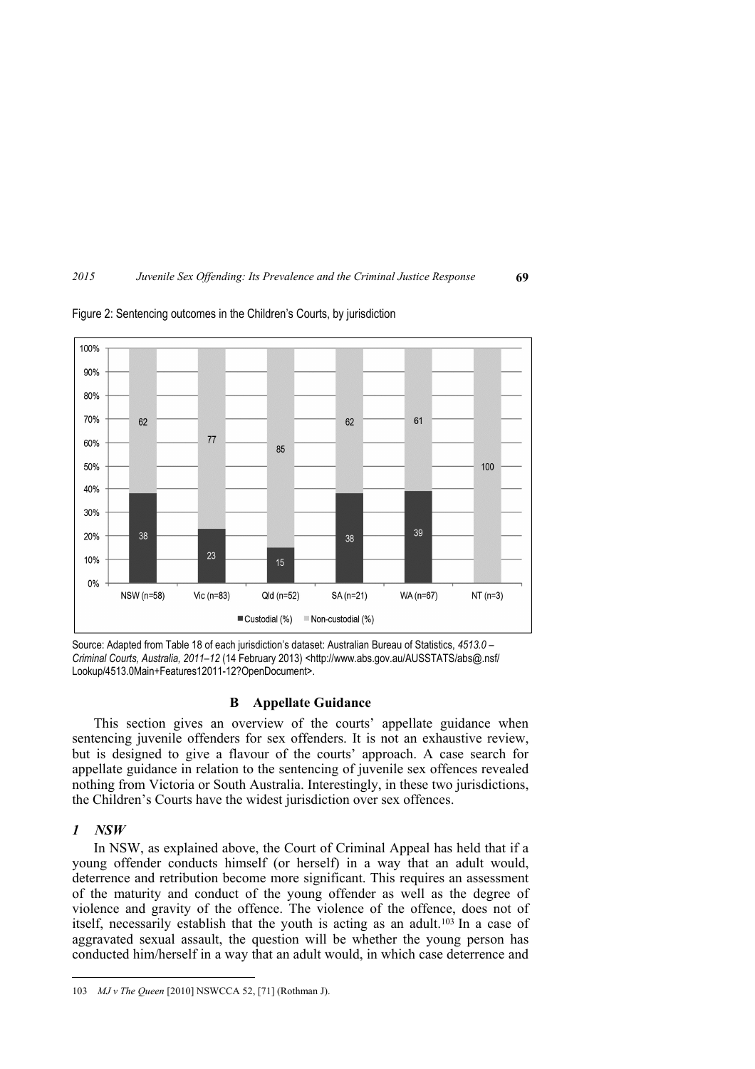Figure 2: Sentencing outcomes in the Children's Courts, by jurisdiction

| | NSW (n=58) | Vic (n=83) | Qld (n=52) | SA (n=21) | WA (n=67) | NT (n=3) |
|---|---|---|---|---|---|---|
| Custodial (%) | 38 | 23 | 15 | 38 | 39 | |
| Non-custodial (%) | 62 | 77 | 85 | 62 | 61 | 100 |

Source: Adapted from Table 18 of each jurisdiction's dataset: Australian Bureau of Statistics, *4513.0 – Criminal Courts, Australia, 2011–12* (14 February 2013) <http://www.abs.gov.au/AUSSTATS/abs@.nsf/Lookup/4513.0Main+Features12011-12?OpenDocument>.

## B Appellate Guidance

This section gives an overview of the courts' appellate guidance when sentencing juvenile offenders for sex offenders. It is not an exhaustive review, but is designed to give a flavour of the courts' approach. A case search for appellate guidance in relation to the sentencing of juvenile sex offences revealed nothing from Victoria or South Australia. Interestingly, in these two jurisdictions, the Children's Courts have the widest jurisdiction over sex offences.

### *1 NSW*

In NSW, as explained above, the Court of Criminal Appeal has held that if a young offender conducts himself (or herself) in a way that an adult would, deterrence and retribution become more significant. This requires an assessment of the maturity and conduct of the young offender as well as the degree of violence and gravity of the offence. The violence of the offence, does not of itself, necessarily establish that the youth is acting as an adult.[103] In a case of aggravated sexual assault, the question will be whether the young person has conducted him/herself in a way that an adult would, in which case deterrence and

103 *MJ v The Queen* [2010] NSWCCA 52, [71] (Rothman J).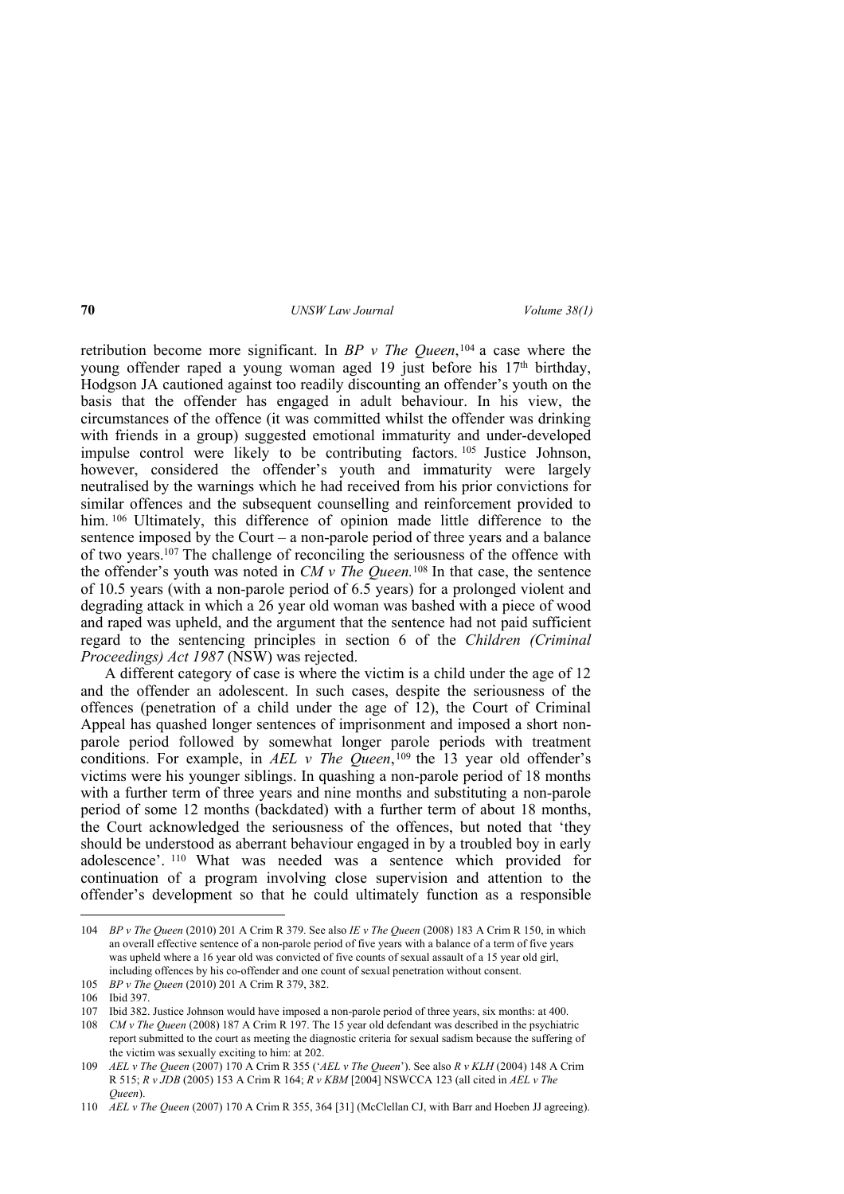retribution become more significant. In *BP v The Queen*,[104] a case where the young offender raped a young woman aged 19 just before his 17th birthday, Hodgson JA cautioned against too readily discounting an offender's youth on the basis that the offender has engaged in adult behaviour. In his view, the circumstances of the offence (it was committed whilst the offender was drinking with friends in a group) suggested emotional immaturity and under-developed impulse control were likely to be contributing factors.[105] Justice Johnson, however, considered the offender's youth and immaturity were largely neutralised by the warnings which he had received from his prior convictions for similar offences and the subsequent counselling and reinforcement provided to him.[106] Ultimately, this difference of opinion made little difference to the sentence imposed by the Court – a non-parole period of three years and a balance of two years.[107] The challenge of reconciling the seriousness of the offence with the offender's youth was noted in *CM v The Queen.*[108] In that case, the sentence of 10.5 years (with a non-parole period of 6.5 years) for a prolonged violent and degrading attack in which a 26 year old woman was bashed with a piece of wood and raped was upheld, and the argument that the sentence had not paid sufficient regard to the sentencing principles in section 6 of the *Children (Criminal Proceedings) Act 1987* (NSW) was rejected.

A different category of case is where the victim is a child under the age of 12 and the offender an adolescent. In such cases, despite the seriousness of the offences (penetration of a child under the age of 12), the Court of Criminal Appeal has quashed longer sentences of imprisonment and imposed a short non-parole period followed by somewhat longer parole periods with treatment conditions. For example, in *AEL v The Queen*,[109] the 13 year old offender's victims were his younger siblings. In quashing a non-parole period of 18 months with a further term of three years and nine months and substituting a non-parole period of some 12 months (backdated) with a further term of about 18 months, the Court acknowledged the seriousness of the offences, but noted that 'they should be understood as aberrant behaviour engaged in by a troubled boy in early adolescence'.[110] What was needed was a sentence which provided for continuation of a program involving close supervision and attention to the offender's development so that he could ultimately function as a responsible

---

104 *BP v The Queen* (2010) 201 A Crim R 379. See also *IE v The Queen* (2008) 183 A Crim R 150, in which an overall effective sentence of a non-parole period of five years with a balance of a term of five years was upheld where a 16 year old was convicted of five counts of sexual assault of a 15 year old girl, including offences by his co-offender and one count of sexual penetration without consent.

105 *BP v The Queen* (2010) 201 A Crim R 379, 382.

106 Ibid 397.

107 Ibid 382. Justice Johnson would have imposed a non-parole period of three years, six months: at 400.

108 *CM v The Queen* (2008) 187 A Crim R 197. The 15 year old defendant was described in the psychiatric report submitted to the court as meeting the diagnostic criteria for sexual sadism because the suffering of the victim was sexually exciting to him: at 202.

109 *AEL v The Queen* (2007) 170 A Crim R 355 ('*AEL v The Queen*'). See also *R v KLH* (2004) 148 A Crim R 515; *R v JDB* (2005) 153 A Crim R 164; *R v KBM* [2004] NSWCCA 123 (all cited in *AEL v The Queen*).

110 *AEL v The Queen* (2007) 170 A Crim R 355, 364 [31] (McClellan CJ, with Barr and Hoeben JJ agreeing).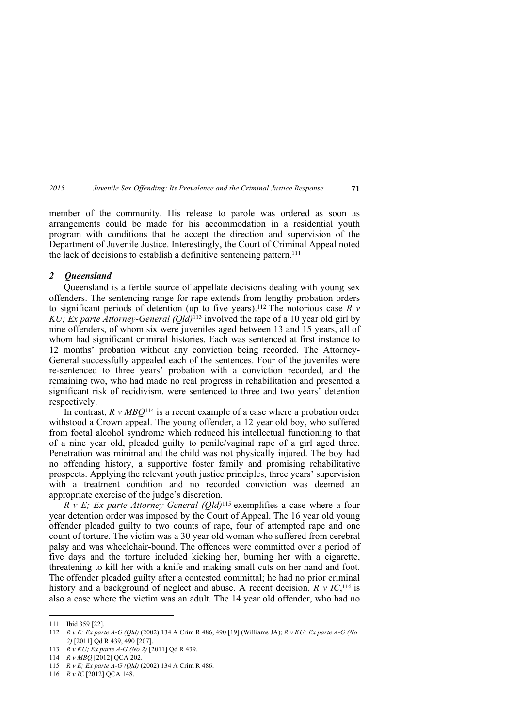member of the community. His release to parole was ordered as soon as arrangements could be made for his accommodation in a residential youth program with conditions that he accept the direction and supervision of the Department of Juvenile Justice. Interestingly, the Court of Criminal Appeal noted the lack of decisions to establish a definitive sentencing pattern.[111]

### *2 Queensland*

Queensland is a fertile source of appellate decisions dealing with young sex offenders. The sentencing range for rape extends from lengthy probation orders to significant periods of detention (up to five years).[112] The notorious case *R v KU; Ex parte Attorney-General (Qld)*[113] involved the rape of a 10 year old girl by nine offenders, of whom six were juveniles aged between 13 and 15 years, all of whom had significant criminal histories. Each was sentenced at first instance to 12 months' probation without any conviction being recorded. The Attorney-General successfully appealed each of the sentences. Four of the juveniles were re-sentenced to three years' probation with a conviction recorded, and the remaining two, who had made no real progress in rehabilitation and presented a significant risk of recidivism, were sentenced to three and two years' detention respectively.

In contrast, *R v MBQ*[114] is a recent example of a case where a probation order withstood a Crown appeal. The young offender, a 12 year old boy, who suffered from foetal alcohol syndrome which reduced his intellectual functioning to that of a nine year old, pleaded guilty to penile/vaginal rape of a girl aged three. Penetration was minimal and the child was not physically injured. The boy had no offending history, a supportive foster family and promising rehabilitative prospects. Applying the relevant youth justice principles, three years' supervision with a treatment condition and no recorded conviction was deemed an appropriate exercise of the judge's discretion.

*R v E; Ex parte Attorney-General (Qld)*[115] exemplifies a case where a four year detention order was imposed by the Court of Appeal. The 16 year old young offender pleaded guilty to two counts of rape, four of attempted rape and one count of torture. The victim was a 30 year old woman who suffered from cerebral palsy and was wheelchair-bound. The offences were committed over a period of five days and the torture included kicking her, burning her with a cigarette, threatening to kill her with a knife and making small cuts on her hand and foot. The offender pleaded guilty after a contested committal; he had no prior criminal history and a background of neglect and abuse. A recent decision, *R v IC*,[116] is also a case where the victim was an adult. The 14 year old offender, who had no

---

111 Ibid 359 [22].

112 *R v E; Ex parte A-G (Qld)* (2002) 134 A Crim R 486, 490 [19] (Williams JA); *R v KU; Ex parte A-G (No 2)* [2011] Qd R 439, 490 [207].

113 *R v KU; Ex parte A-G (No 2)* [2011] Qd R 439.

114 *R v MBQ* [2012] QCA 202.

115 *R v E; Ex parte A-G (Qld)* (2002) 134 A Crim R 486.

116 *R v IC* [2012] QCA 148.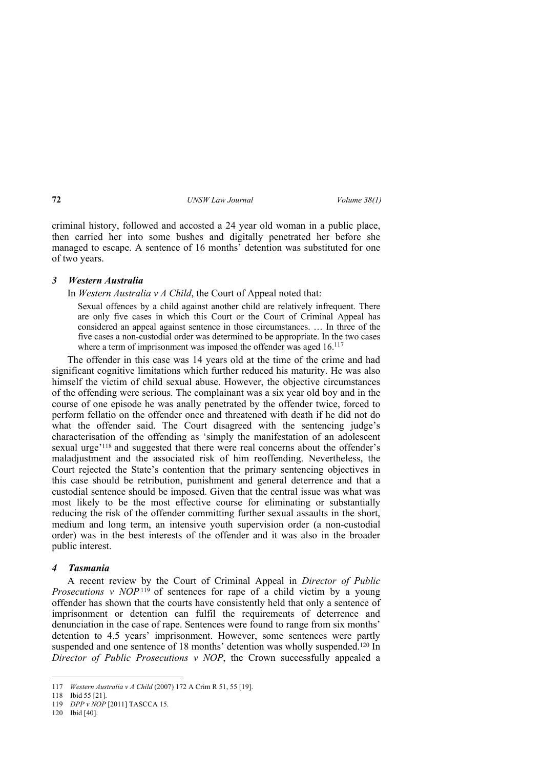criminal history, followed and accosted a 24 year old woman in a public place, then carried her into some bushes and digitally penetrated her before she managed to escape. A sentence of 16 months' detention was substituted for one of two years.

### *3 Western Australia*

In *Western Australia v A Child*, the Court of Appeal noted that:

> Sexual offences by a child against another child are relatively infrequent. There are only five cases in which this Court or the Court of Criminal Appeal has considered an appeal against sentence in those circumstances. … In three of the five cases a non-custodial order was determined to be appropriate. In the two cases where a term of imprisonment was imposed the offender was aged 16.[117]

The offender in this case was 14 years old at the time of the crime and had significant cognitive limitations which further reduced his maturity. He was also himself the victim of child sexual abuse. However, the objective circumstances of the offending were serious. The complainant was a six year old boy and in the course of one episode he was anally penetrated by the offender twice, forced to perform fellatio on the offender once and threatened with death if he did not do what the offender said. The Court disagreed with the sentencing judge's characterisation of the offending as 'simply the manifestation of an adolescent sexual urge'[118] and suggested that there were real concerns about the offender's maladjustment and the associated risk of him reoffending. Nevertheless, the Court rejected the State's contention that the primary sentencing objectives in this case should be retribution, punishment and general deterrence and that a custodial sentence should be imposed. Given that the central issue was what was most likely to be the most effective course for eliminating or substantially reducing the risk of the offender committing further sexual assaults in the short, medium and long term, an intensive youth supervision order (a non-custodial order) was in the best interests of the offender and it was also in the broader public interest.

### *4 Tasmania*

A recent review by the Court of Criminal Appeal in *Director of Public Prosecutions v NOP*[119] of sentences for rape of a child victim by a young offender has shown that the courts have consistently held that only a sentence of imprisonment or detention can fulfil the requirements of deterrence and denunciation in the case of rape. Sentences were found to range from six months' detention to 4.5 years' imprisonment. However, some sentences were partly suspended and one sentence of 18 months' detention was wholly suspended.[120] In *Director of Public Prosecutions v NOP*, the Crown successfully appealed a

---

117 *Western Australia v A Child* (2007) 172 A Crim R 51, 55 [19].

118 Ibid 55 [21].

119 *DPP v NOP* [2011] TASCCA 15.

120 Ibid [40].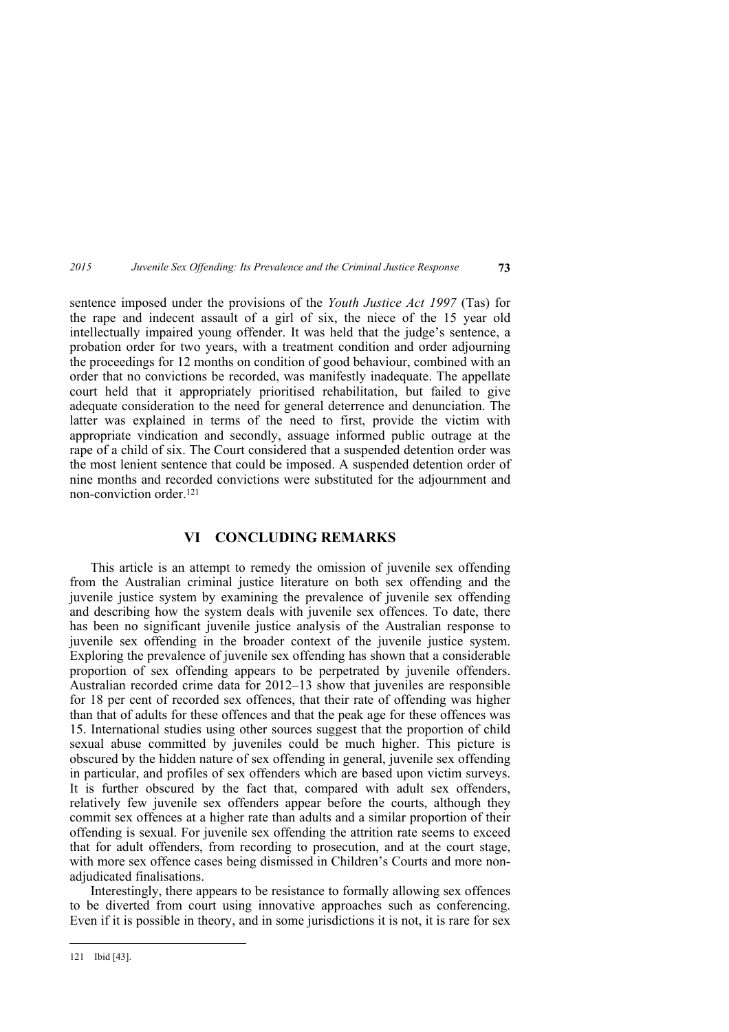sentence imposed under the provisions of the *Youth Justice Act 1997* (Tas) for the rape and indecent assault of a girl of six, the niece of the 15 year old intellectually impaired young offender. It was held that the judge's sentence, a probation order for two years, with a treatment condition and order adjourning the proceedings for 12 months on condition of good behaviour, combined with an order that no convictions be recorded, was manifestly inadequate. The appellate court held that it appropriately prioritised rehabilitation, but failed to give adequate consideration to the need for general deterrence and denunciation. The latter was explained in terms of the need to first, provide the victim with appropriate vindication and secondly, assuage informed public outrage at the rape of a child of six. The Court considered that a suspended detention order was the most lenient sentence that could be imposed. A suspended detention order of nine months and recorded convictions were substituted for the adjournment and non-conviction order.[121]

## VI CONCLUDING REMARKS

This article is an attempt to remedy the omission of juvenile sex offending from the Australian criminal justice literature on both sex offending and the juvenile justice system by examining the prevalence of juvenile sex offending and describing how the system deals with juvenile sex offences. To date, there has been no significant juvenile justice analysis of the Australian response to juvenile sex offending in the broader context of the juvenile justice system. Exploring the prevalence of juvenile sex offending has shown that a considerable proportion of sex offending appears to be perpetrated by juvenile offenders. Australian recorded crime data for 2012–13 show that juveniles are responsible for 18 per cent of recorded sex offences, that their rate of offending was higher than that of adults for these offences and that the peak age for these offences was 15. International studies using other sources suggest that the proportion of child sexual abuse committed by juveniles could be much higher. This picture is obscured by the hidden nature of sex offending in general, juvenile sex offending in particular, and profiles of sex offenders which are based upon victim surveys. It is further obscured by the fact that, compared with adult sex offenders, relatively few juvenile sex offenders appear before the courts, although they commit sex offences at a higher rate than adults and a similar proportion of their offending is sexual. For juvenile sex offending the attrition rate seems to exceed that for adult offenders, from recording to prosecution, and at the court stage, with more sex offence cases being dismissed in Children's Courts and more non-adjudicated finalisations.

Interestingly, there appears to be resistance to formally allowing sex offences to be diverted from court using innovative approaches such as conferencing. Even if it is possible in theory, and in some jurisdictions it is not, it is rare for sex

121 Ibid [43].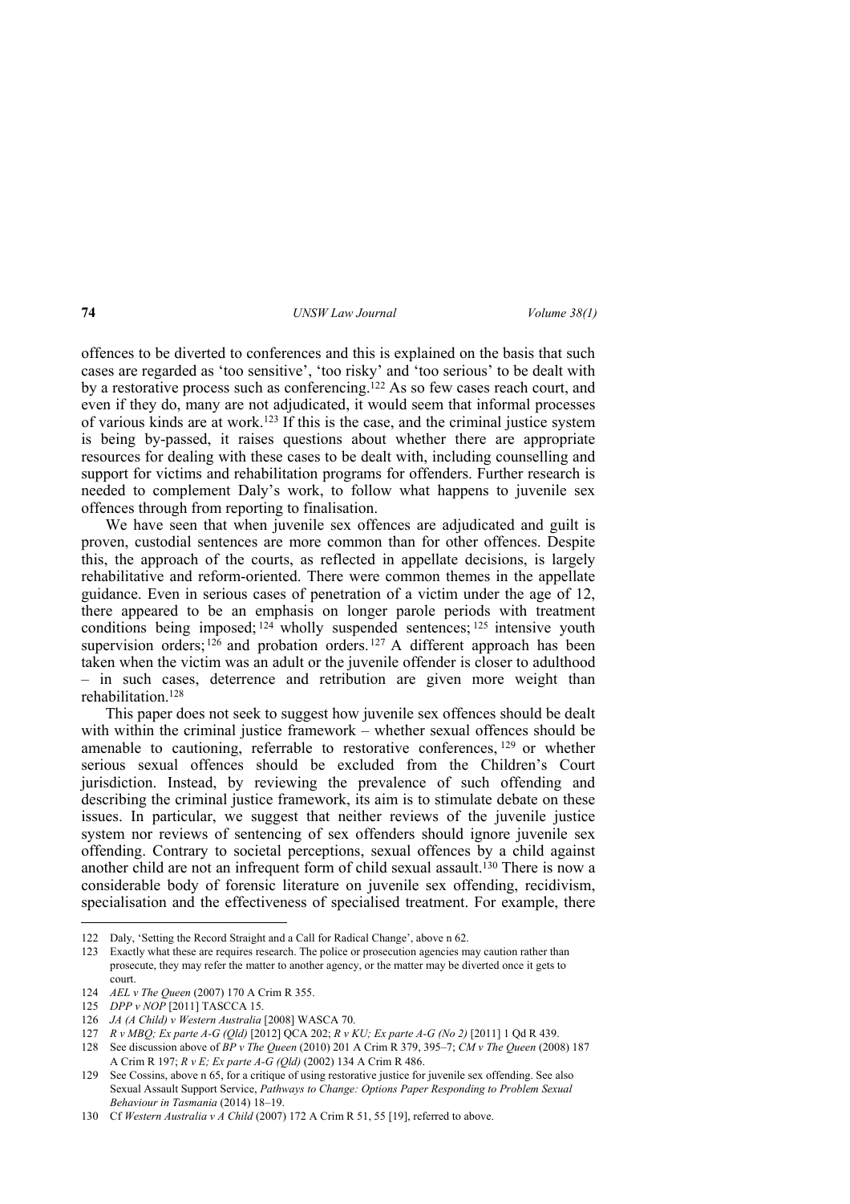offences to be diverted to conferences and this is explained on the basis that such cases are regarded as 'too sensitive', 'too risky' and 'too serious' to be dealt with by a restorative process such as conferencing.[122] As so few cases reach court, and even if they do, many are not adjudicated, it would seem that informal processes of various kinds are at work.[123] If this is the case, and the criminal justice system is being by-passed, it raises questions about whether there are appropriate resources for dealing with these cases to be dealt with, including counselling and support for victims and rehabilitation programs for offenders. Further research is needed to complement Daly's work, to follow what happens to juvenile sex offences through from reporting to finalisation.

We have seen that when juvenile sex offences are adjudicated and guilt is proven, custodial sentences are more common than for other offences. Despite this, the approach of the courts, as reflected in appellate decisions, is largely rehabilitative and reform-oriented. There were common themes in the appellate guidance. Even in serious cases of penetration of a victim under the age of 12, there appeared to be an emphasis on longer parole periods with treatment conditions being imposed;[124] wholly suspended sentences;[125] intensive youth supervision orders;[126] and probation orders.[127] A different approach has been taken when the victim was an adult or the juvenile offender is closer to adulthood – in such cases, deterrence and retribution are given more weight than rehabilitation.[128]

This paper does not seek to suggest how juvenile sex offences should be dealt with within the criminal justice framework – whether sexual offences should be amenable to cautioning, referrable to restorative conferences,[129] or whether serious sexual offences should be excluded from the Children's Court jurisdiction. Instead, by reviewing the prevalence of such offending and describing the criminal justice framework, its aim is to stimulate debate on these issues. In particular, we suggest that neither reviews of the juvenile justice system nor reviews of sentencing of sex offenders should ignore juvenile sex offending. Contrary to societal perceptions, sexual offences by a child against another child are not an infrequent form of child sexual assault.[130] There is now a considerable body of forensic literature on juvenile sex offending, recidivism, specialisation and the effectiveness of specialised treatment. For example, there

---

122 Daly, 'Setting the Record Straight and a Call for Radical Change', above n 62.

123 Exactly what these are requires research. The police or prosecution agencies may caution rather than prosecute, they may refer the matter to another agency, or the matter may be diverted once it gets to court.

124 *AEL v The Queen* (2007) 170 A Crim R 355.

125 *DPP v NOP* [2011] TASCCA 15.

126 *JA (A Child) v Western Australia* [2008] WASCA 70.

127 *R v MBQ; Ex parte A-G (Qld)* [2012] QCA 202; *R v KU; Ex parte A-G (No 2)* [2011] 1 Qd R 439.

128 See discussion above of *BP v The Queen* (2010) 201 A Crim R 379, 395–7; *CM v The Queen* (2008) 187 A Crim R 197; *R v E; Ex parte A-G (Qld)* (2002) 134 A Crim R 486.

129 See Cossins, above n 65, for a critique of using restorative justice for juvenile sex offending. See also Sexual Assault Support Service, *Pathways to Change: Options Paper Responding to Problem Sexual Behaviour in Tasmania* (2014) 18–19.

130 Cf *Western Australia v A Child* (2007) 172 A Crim R 51, 55 [19], referred to above.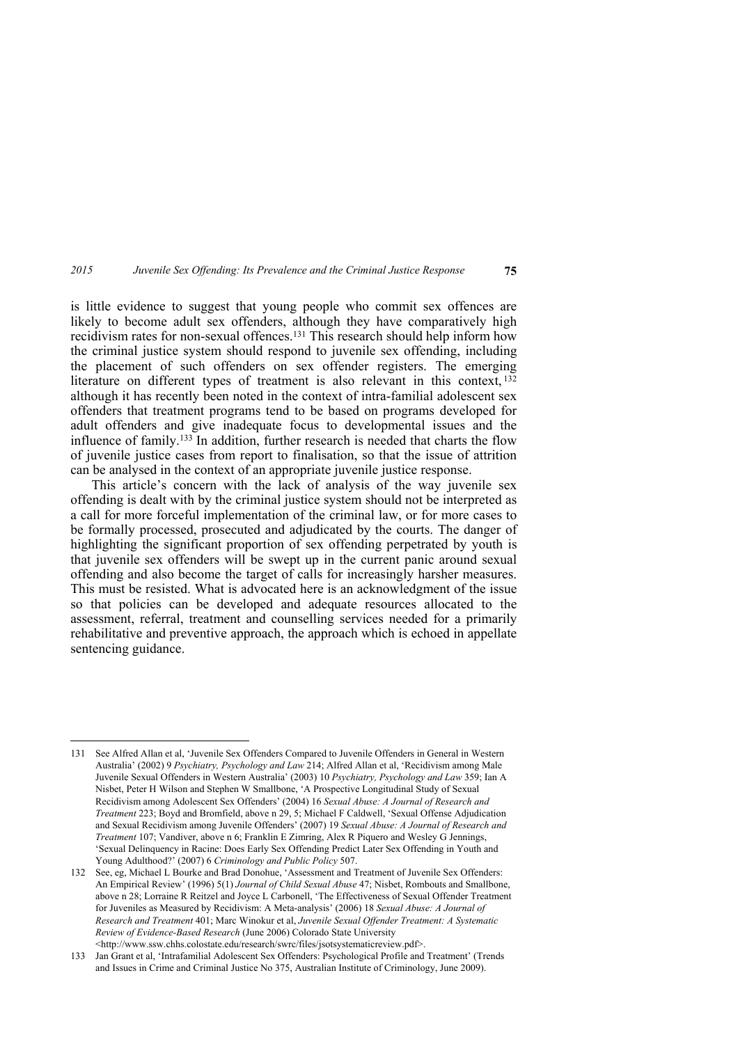is little evidence to suggest that young people who commit sex offences are likely to become adult sex offenders, although they have comparatively high recidivism rates for non-sexual offences.[131] This research should help inform how the criminal justice system should respond to juvenile sex offending, including the placement of such offenders on sex offender registers. The emerging literature on different types of treatment is also relevant in this context,[132] although it has recently been noted in the context of intra-familial adolescent sex offenders that treatment programs tend to be based on programs developed for adult offenders and give inadequate focus to developmental issues and the influence of family.[133] In addition, further research is needed that charts the flow of juvenile justice cases from report to finalisation, so that the issue of attrition can be analysed in the context of an appropriate juvenile justice response.

This article's concern with the lack of analysis of the way juvenile sex offending is dealt with by the criminal justice system should not be interpreted as a call for more forceful implementation of the criminal law, or for more cases to be formally processed, prosecuted and adjudicated by the courts. The danger of highlighting the significant proportion of sex offending perpetrated by youth is that juvenile sex offenders will be swept up in the current panic around sexual offending and also become the target of calls for increasingly harsher measures. This must be resisted. What is advocated here is an acknowledgment of the issue so that policies can be developed and adequate resources allocated to the assessment, referral, treatment and counselling services needed for a primarily rehabilitative and preventive approach, the approach which is echoed in appellate sentencing guidance.

---

131 See Alfred Allan et al, 'Juvenile Sex Offenders Compared to Juvenile Offenders in General in Western Australia' (2002) 9 *Psychiatry, Psychology and Law* 214; Alfred Allan et al, 'Recidivism among Male Juvenile Sexual Offenders in Western Australia' (2003) 10 *Psychiatry, Psychology and Law* 359; Ian A Nisbet, Peter H Wilson and Stephen W Smallbone, 'A Prospective Longitudinal Study of Sexual Recidivism among Adolescent Sex Offenders' (2004) 16 *Sexual Abuse: A Journal of Research and Treatment* 223; Boyd and Bromfield, above n 29, 5; Michael F Caldwell, 'Sexual Offense Adjudication and Sexual Recidivism among Juvenile Offenders' (2007) 19 *Sexual Abuse: A Journal of Research and Treatment* 107; Vandiver, above n 6; Franklin E Zimring, Alex R Piquero and Wesley G Jennings, 'Sexual Delinquency in Racine: Does Early Sex Offending Predict Later Sex Offending in Youth and Young Adulthood?' (2007) 6 *Criminology and Public Policy* 507.

132 See, eg, Michael L Bourke and Brad Donohue, 'Assessment and Treatment of Juvenile Sex Offenders: An Empirical Review' (1996) 5(1) *Journal of Child Sexual Abuse* 47; Nisbet, Rombouts and Smallbone, above n 28; Lorraine R Reitzel and Joyce L Carbonell, 'The Effectiveness of Sexual Offender Treatment for Juveniles as Measured by Recidivism: A Meta-analysis' (2006) 18 *Sexual Abuse: A Journal of Research and Treatment* 401; Marc Winokur et al, *Juvenile Sexual Offender Treatment: A Systematic Review of Evidence-Based Research* (June 2006) Colorado State University <http://www.ssw.chhs.colostate.edu/research/swrc/files/jsotsystematicreview.pdf>.

133 Jan Grant et al, 'Intrafamilial Adolescent Sex Offenders: Psychological Profile and Treatment' (Trends and Issues in Crime and Criminal Justice No 375, Australian Institute of Criminology, June 2009).